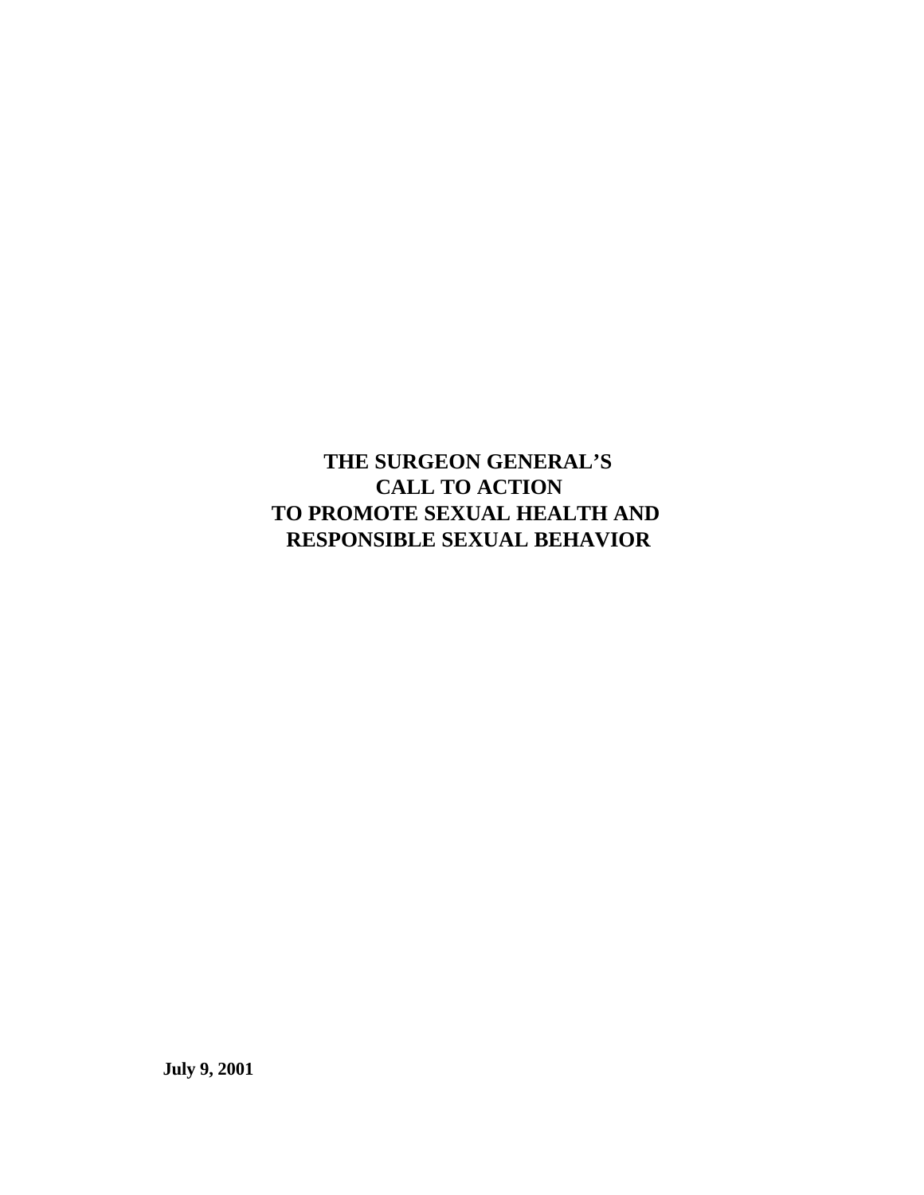# THE SURGEON GENERAL'S CALL TO ACTION TO PROMOTE SEXUAL HEALTH AND RESPONSIBLE SEXUAL BEHAVIOR

**July 9, 2001**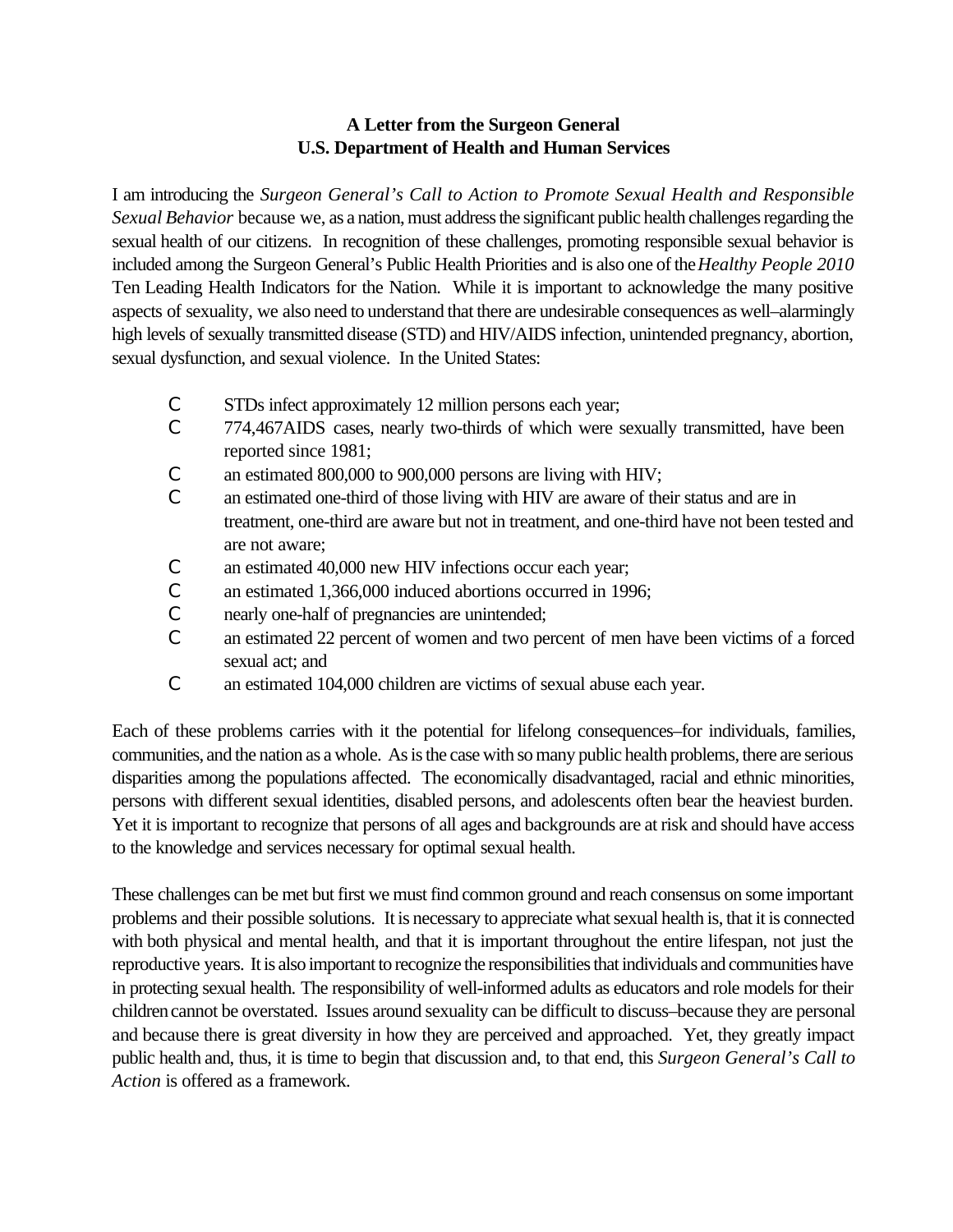**A Letter from the Surgeon General**
**U.S. Department of Health and Human Services**

I am introducing the *Surgeon General's Call to Action to Promote Sexual Health and Responsible Sexual Behavior* because we, as a nation, must address the significant public health challenges regarding the sexual health of our citizens. In recognition of these challenges, promoting responsible sexual behavior is included among the Surgeon General's Public Health Priorities and is also one of the *Healthy People 2010* Ten Leading Health Indicators for the Nation. While it is important to acknowledge the many positive aspects of sexuality, we also need to understand that there are undesirable consequences as well–alarmingly high levels of sexually transmitted disease (STD) and HIV/AIDS infection, unintended pregnancy, abortion, sexual dysfunction, and sexual violence. In the United States:

- STDs infect approximately 12 million persons each year;
- 774,467AIDS cases, nearly two-thirds of which were sexually transmitted, have been reported since 1981;
- an estimated 800,000 to 900,000 persons are living with HIV;
- an estimated one-third of those living with HIV are aware of their status and are in treatment, one-third are aware but not in treatment, and one-third have not been tested and are not aware;
- an estimated 40,000 new HIV infections occur each year;
- an estimated 1,366,000 induced abortions occurred in 1996;
- nearly one-half of pregnancies are unintended;
- an estimated 22 percent of women and two percent of men have been victims of a forced sexual act; and
- an estimated 104,000 children are victims of sexual abuse each year.

Each of these problems carries with it the potential for lifelong consequences–for individuals, families, communities, and the nation as a whole. As is the case with so many public health problems, there are serious disparities among the populations affected. The economically disadvantaged, racial and ethnic minorities, persons with different sexual identities, disabled persons, and adolescents often bear the heaviest burden. Yet it is important to recognize that persons of all ages and backgrounds are at risk and should have access to the knowledge and services necessary for optimal sexual health.

These challenges can be met but first we must find common ground and reach consensus on some important problems and their possible solutions. It is necessary to appreciate what sexual health is, that it is connected with both physical and mental health, and that it is important throughout the entire lifespan, not just the reproductive years. It is also important to recognize the responsibilities that individuals and communities have in protecting sexual health. The responsibility of well-informed adults as educators and role models for their children cannot be overstated. Issues around sexuality can be difficult to discuss–because they are personal and because there is great diversity in how they are perceived and approached. Yet, they greatly impact public health and, thus, it is time to begin that discussion and, to that end, this *Surgeon General's Call to Action* is offered as a framework.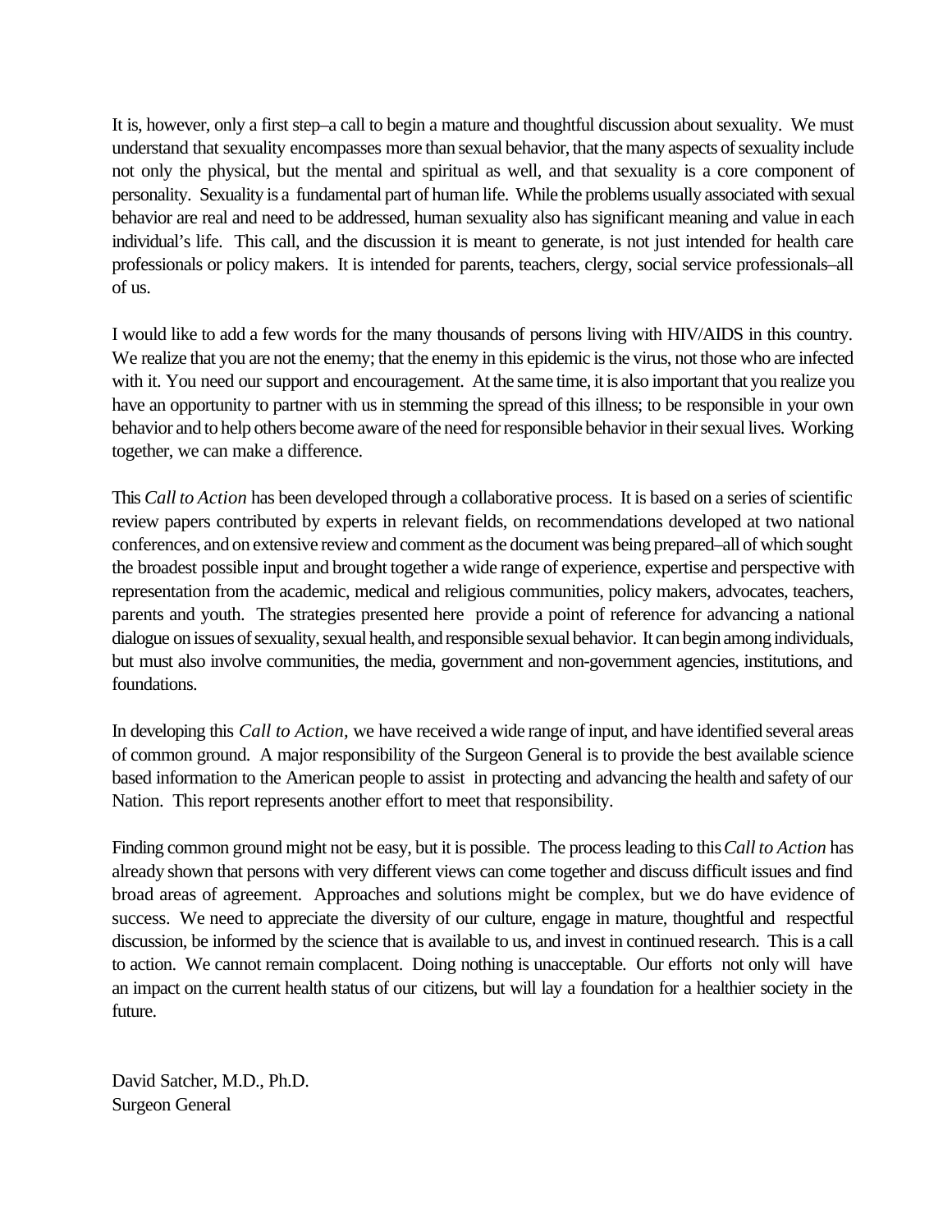It is, however, only a first step–a call to begin a mature and thoughtful discussion about sexuality. We must understand that sexuality encompasses more than sexual behavior, that the many aspects of sexuality include not only the physical, but the mental and spiritual as well, and that sexuality is a core component of personality. Sexuality is a fundamental part of human life. While the problems usually associated with sexual behavior are real and need to be addressed, human sexuality also has significant meaning and value in each individual's life. This call, and the discussion it is meant to generate, is not just intended for health care professionals or policy makers. It is intended for parents, teachers, clergy, social service professionals–all of us.

I would like to add a few words for the many thousands of persons living with HIV/AIDS in this country. We realize that you are not the enemy; that the enemy in this epidemic is the virus, not those who are infected with it. You need our support and encouragement. At the same time, it is also important that you realize you have an opportunity to partner with us in stemming the spread of this illness; to be responsible in your own behavior and to help others become aware of the need for responsible behavior in their sexual lives. Working together, we can make a difference.

This *Call to Action* has been developed through a collaborative process. It is based on a series of scientific review papers contributed by experts in relevant fields, on recommendations developed at two national conferences, and on extensive review and comment as the document was being prepared–all of which sought the broadest possible input and brought together a wide range of experience, expertise and perspective with representation from the academic, medical and religious communities, policy makers, advocates, teachers, parents and youth. The strategies presented here provide a point of reference for advancing a national dialogue on issues of sexuality, sexual health, and responsible sexual behavior. It can begin among individuals, but must also involve communities, the media, government and non-government agencies, institutions, and foundations.

In developing this *Call to Action,* we have received a wide range of input, and have identified several areas of common ground. A major responsibility of the Surgeon General is to provide the best available science based information to the American people to assist in protecting and advancing the health and safety of our Nation. This report represents another effort to meet that responsibility.

Finding common ground might not be easy, but it is possible. The process leading to this *Call to Action* has already shown that persons with very different views can come together and discuss difficult issues and find broad areas of agreement. Approaches and solutions might be complex, but we do have evidence of success. We need to appreciate the diversity of our culture, engage in mature, thoughtful and respectful discussion, be informed by the science that is available to us, and invest in continued research. This is a call to action. We cannot remain complacent. Doing nothing is unacceptable. Our efforts not only will have an impact on the current health status of our citizens, but will lay a foundation for a healthier society in the future.

David Satcher, M.D., Ph.D.
Surgeon General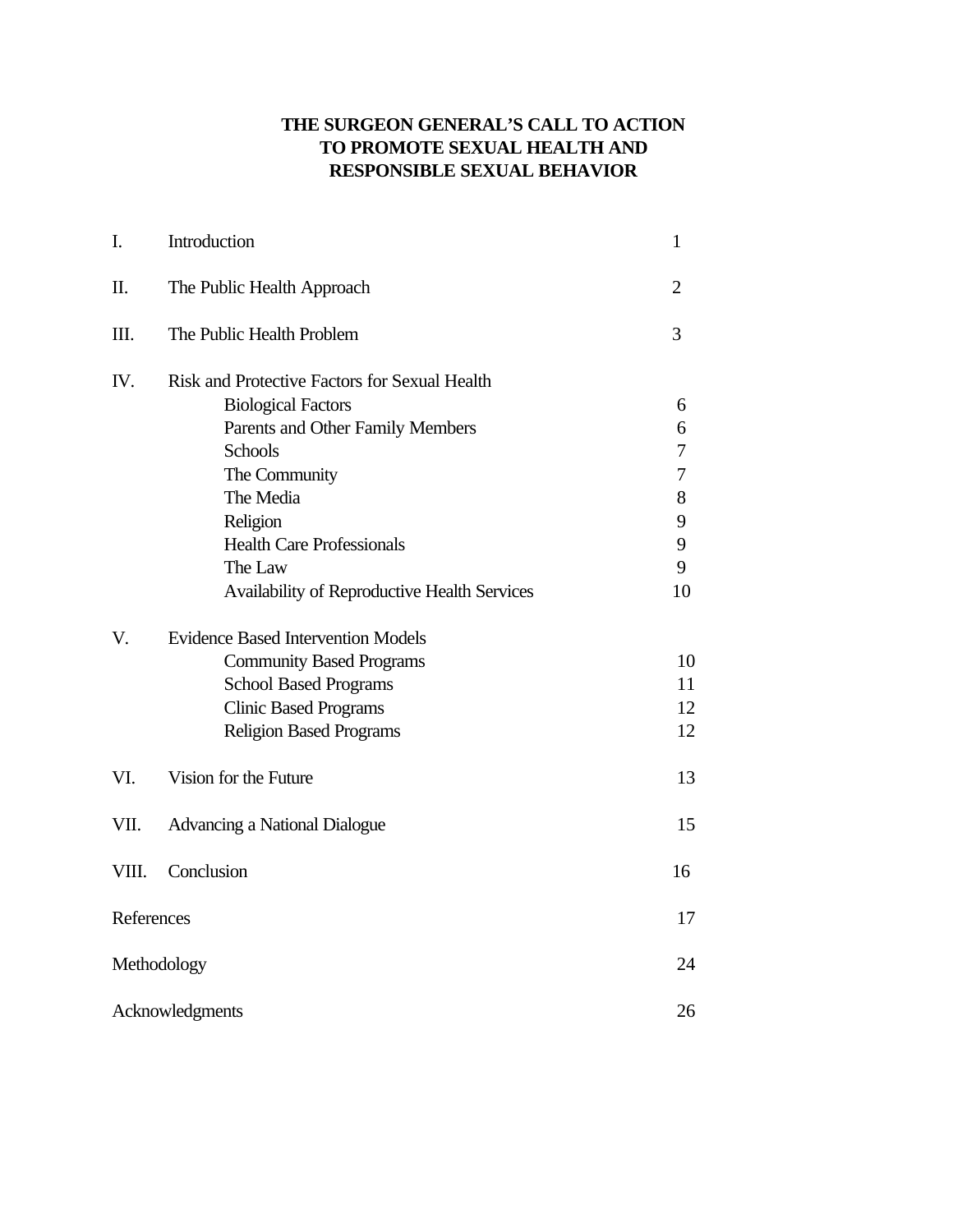# THE SURGEON GENERAL'S CALL TO ACTION TO PROMOTE SEXUAL HEALTH AND RESPONSIBLE SEXUAL BEHAVIOR

| | | |
|---|---|---|
| I. | Introduction | 1 |
| II. | The Public Health Approach | 2 |
| III. | The Public Health Problem | 3 |
| IV. | Risk and Protective Factors for Sexual Health | |
| | Biological Factors | 6 |
| | Parents and Other Family Members | 6 |
| | Schools | 7 |
| | The Community | 7 |
| | The Media | 8 |
| | Religion | 9 |
| | Health Care Professionals | 9 |
| | The Law | 9 |
| | Availability of Reproductive Health Services | 10 |
| V. | Evidence Based Intervention Models | |
| | Community Based Programs | 10 |
| | School Based Programs | 11 |
| | Clinic Based Programs | 12 |
| | Religion Based Programs | 12 |
| VI. | Vision for the Future | 13 |
| VII. | Advancing a National Dialogue | 15 |
| VIII. | Conclusion | 16 |
| References | | 17 |
| Methodology | | 24 |
| Acknowledgments | | 26 |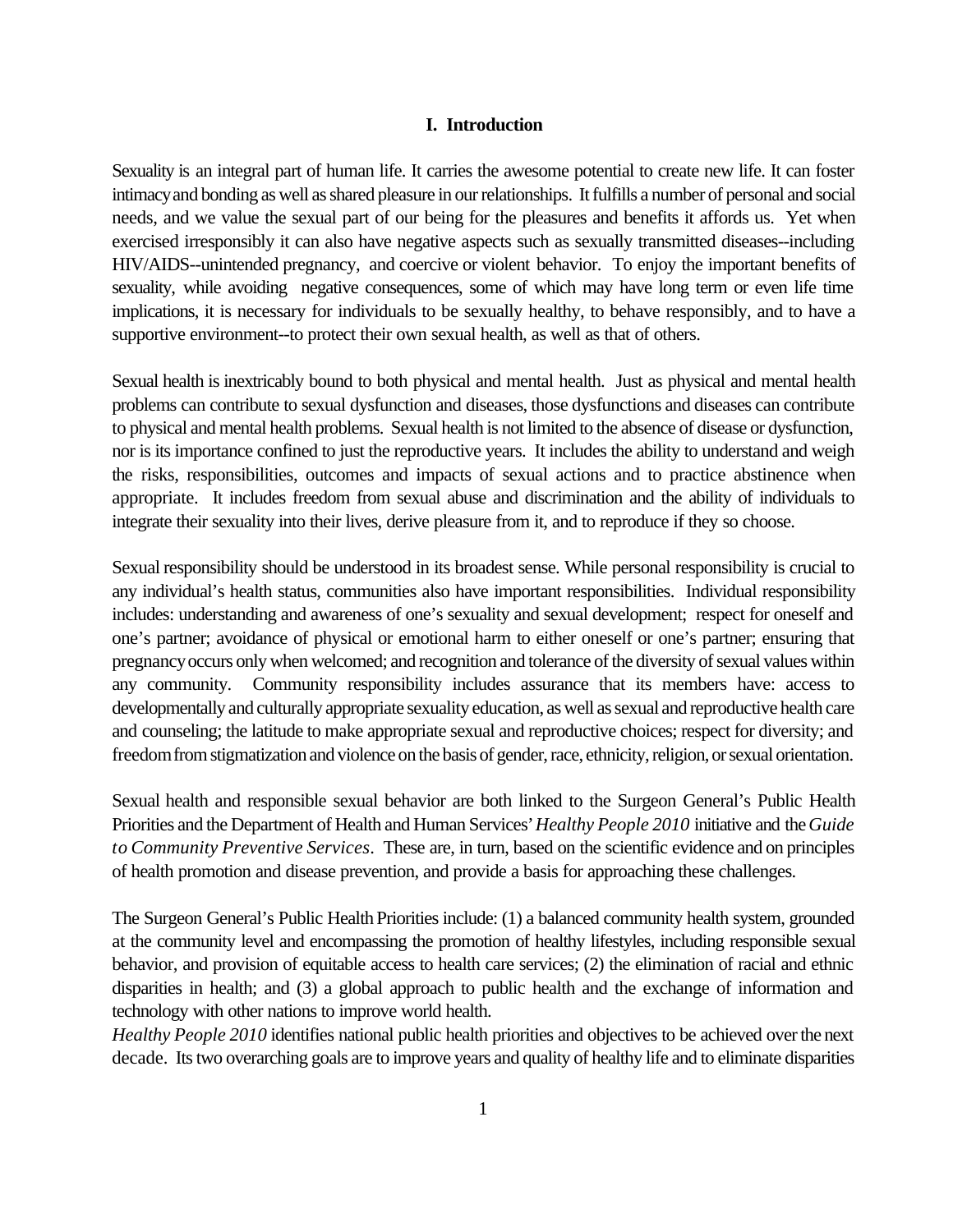## I. Introduction

Sexuality is an integral part of human life. It carries the awesome potential to create new life. It can foster intimacy and bonding as well as shared pleasure in our relationships. It fulfills a number of personal and social needs, and we value the sexual part of our being for the pleasures and benefits it affords us. Yet when exercised irresponsibly it can also have negative aspects such as sexually transmitted diseases--including HIV/AIDS--unintended pregnancy, and coercive or violent behavior. To enjoy the important benefits of sexuality, while avoiding negative consequences, some of which may have long term or even life time implications, it is necessary for individuals to be sexually healthy, to behave responsibly, and to have a supportive environment--to protect their own sexual health, as well as that of others.

Sexual health is inextricably bound to both physical and mental health. Just as physical and mental health problems can contribute to sexual dysfunction and diseases, those dysfunctions and diseases can contribute to physical and mental health problems. Sexual health is not limited to the absence of disease or dysfunction, nor is its importance confined to just the reproductive years. It includes the ability to understand and weigh the risks, responsibilities, outcomes and impacts of sexual actions and to practice abstinence when appropriate. It includes freedom from sexual abuse and discrimination and the ability of individuals to integrate their sexuality into their lives, derive pleasure from it, and to reproduce if they so choose.

Sexual responsibility should be understood in its broadest sense. While personal responsibility is crucial to any individual's health status, communities also have important responsibilities. Individual responsibility includes: understanding and awareness of one's sexuality and sexual development; respect for oneself and one's partner; avoidance of physical or emotional harm to either oneself or one's partner; ensuring that pregnancy occurs only when welcomed; and recognition and tolerance of the diversity of sexual values within any community. Community responsibility includes assurance that its members have: access to developmentally and culturally appropriate sexuality education, as well as sexual and reproductive health care and counseling; the latitude to make appropriate sexual and reproductive choices; respect for diversity; and freedom from stigmatization and violence on the basis of gender, race, ethnicity, religion, or sexual orientation.

Sexual health and responsible sexual behavior are both linked to the Surgeon General's Public Health Priorities and the Department of Health and Human Services' *Healthy People 2010* initiative and the *Guide to Community Preventive Services*. These are, in turn, based on the scientific evidence and on principles of health promotion and disease prevention, and provide a basis for approaching these challenges.

The Surgeon General's Public Health Priorities include: (1) a balanced community health system, grounded at the community level and encompassing the promotion of healthy lifestyles, including responsible sexual behavior, and provision of equitable access to health care services; (2) the elimination of racial and ethnic disparities in health; and (3) a global approach to public health and the exchange of information and technology with other nations to improve world health.

*Healthy People 2010* identifies national public health priorities and objectives to be achieved over the next decade. Its two overarching goals are to improve years and quality of healthy life and to eliminate disparities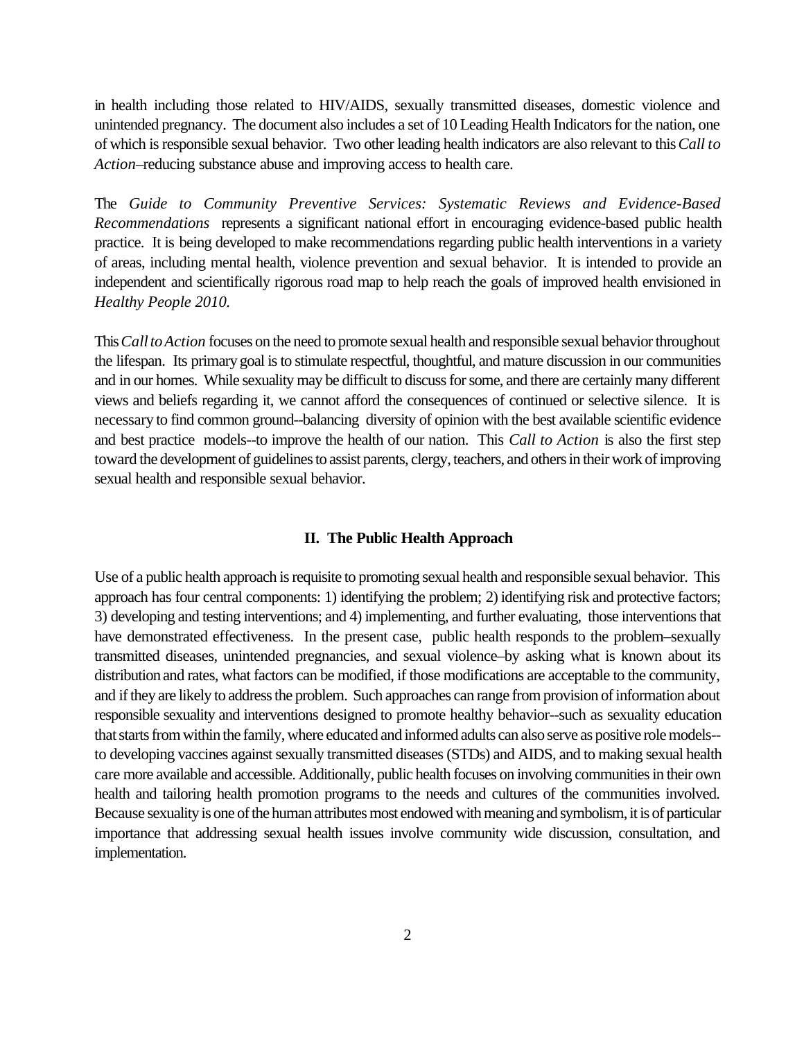in health including those related to HIV/AIDS, sexually transmitted diseases, domestic violence and unintended pregnancy. The document also includes a set of 10 Leading Health Indicators for the nation, one of which is responsible sexual behavior. Two other leading health indicators are also relevant to this *Call to Action*–reducing substance abuse and improving access to health care.

The *Guide to Community Preventive Services: Systematic Reviews and Evidence-Based Recommendations* represents a significant national effort in encouraging evidence-based public health practice. It is being developed to make recommendations regarding public health interventions in a variety of areas, including mental health, violence prevention and sexual behavior. It is intended to provide an independent and scientifically rigorous road map to help reach the goals of improved health envisioned in *Healthy People 2010.*

This *Call to Action* focuses on the need to promote sexual health and responsible sexual behavior throughout the lifespan. Its primary goal is to stimulate respectful, thoughtful, and mature discussion in our communities and in our homes. While sexuality may be difficult to discuss for some, and there are certainly many different views and beliefs regarding it, we cannot afford the consequences of continued or selective silence. It is necessary to find common ground--balancing diversity of opinion with the best available scientific evidence and best practice models--to improve the health of our nation. This *Call to Action* is also the first step toward the development of guidelines to assist parents, clergy, teachers, and others in their work of improving sexual health and responsible sexual behavior.

## II. The Public Health Approach

Use of a public health approach is requisite to promoting sexual health and responsible sexual behavior. This approach has four central components: 1) identifying the problem; 2) identifying risk and protective factors; 3) developing and testing interventions; and 4) implementing, and further evaluating, those interventions that have demonstrated effectiveness. In the present case, public health responds to the problem–sexually transmitted diseases, unintended pregnancies, and sexual violence–by asking what is known about its distribution and rates, what factors can be modified, if those modifications are acceptable to the community, and if they are likely to address the problem. Such approaches can range from provision of information about responsible sexuality and interventions designed to promote healthy behavior--such as sexuality education that starts from within the family, where educated and informed adults can also serve as positive role models--to developing vaccines against sexually transmitted diseases (STDs) and AIDS, and to making sexual health care more available and accessible. Additionally, public health focuses on involving communities in their own health and tailoring health promotion programs to the needs and cultures of the communities involved. Because sexuality is one of the human attributes most endowed with meaning and symbolism, it is of particular importance that addressing sexual health issues involve community wide discussion, consultation, and implementation.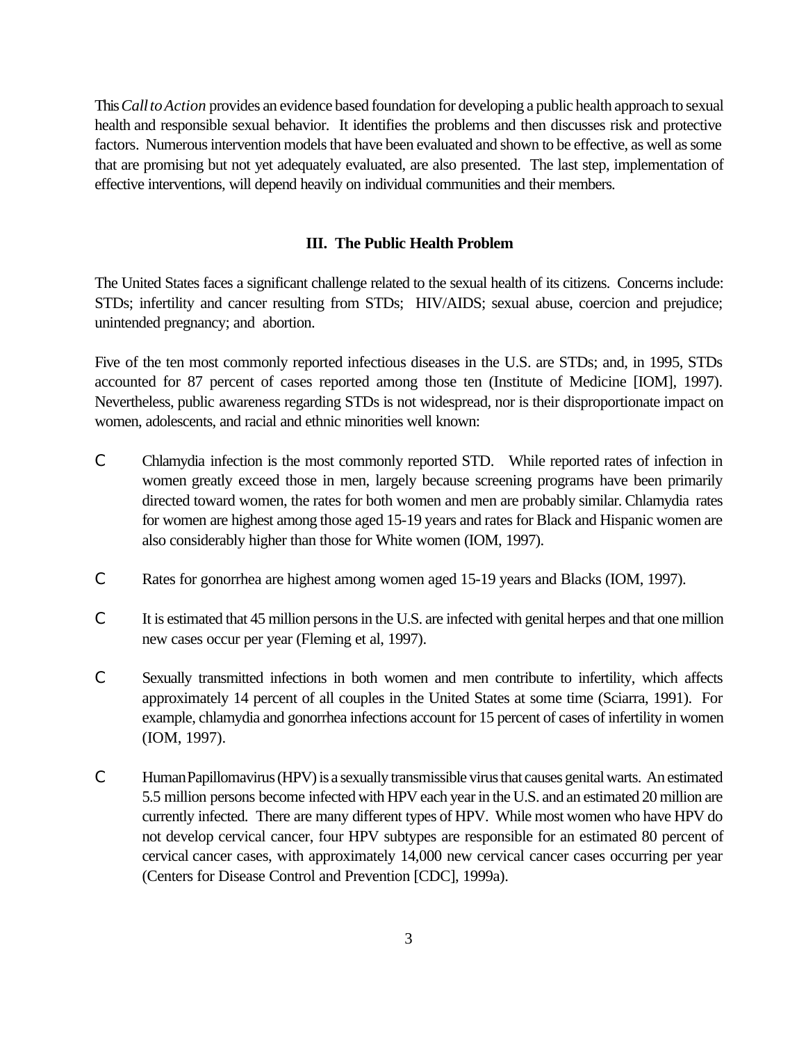This *Call to Action* provides an evidence based foundation for developing a public health approach to sexual health and responsible sexual behavior. It identifies the problems and then discusses risk and protective factors. Numerous intervention models that have been evaluated and shown to be effective, as well as some that are promising but not yet adequately evaluated, are also presented. The last step, implementation of effective interventions, will depend heavily on individual communities and their members.

## III. The Public Health Problem

The United States faces a significant challenge related to the sexual health of its citizens. Concerns include: STDs; infertility and cancer resulting from STDs; HIV/AIDS; sexual abuse, coercion and prejudice; unintended pregnancy; and abortion.

Five of the ten most commonly reported infectious diseases in the U.S. are STDs; and, in 1995, STDs accounted for 87 percent of cases reported among those ten (Institute of Medicine [IOM], 1997). Nevertheless, public awareness regarding STDs is not widespread, nor is their disproportionate impact on women, adolescents, and racial and ethnic minorities well known:

- Chlamydia infection is the most commonly reported STD. While reported rates of infection in women greatly exceed those in men, largely because screening programs have been primarily directed toward women, the rates for both women and men are probably similar. Chlamydia rates for women are highest among those aged 15-19 years and rates for Black and Hispanic women are also considerably higher than those for White women (IOM, 1997).
- Rates for gonorrhea are highest among women aged 15-19 years and Blacks (IOM, 1997).
- It is estimated that 45 million persons in the U.S. are infected with genital herpes and that one million new cases occur per year (Fleming et al, 1997).
- Sexually transmitted infections in both women and men contribute to infertility, which affects approximately 14 percent of all couples in the United States at some time (Sciarra, 1991). For example, chlamydia and gonorrhea infections account for 15 percent of cases of infertility in women (IOM, 1997).
- Human Papillomavirus (HPV) is a sexually transmissible virus that causes genital warts. An estimated 5.5 million persons become infected with HPV each year in the U.S. and an estimated 20 million are currently infected. There are many different types of HPV. While most women who have HPV do not develop cervical cancer, four HPV subtypes are responsible for an estimated 80 percent of cervical cancer cases, with approximately 14,000 new cervical cancer cases occurring per year (Centers for Disease Control and Prevention [CDC], 1999a).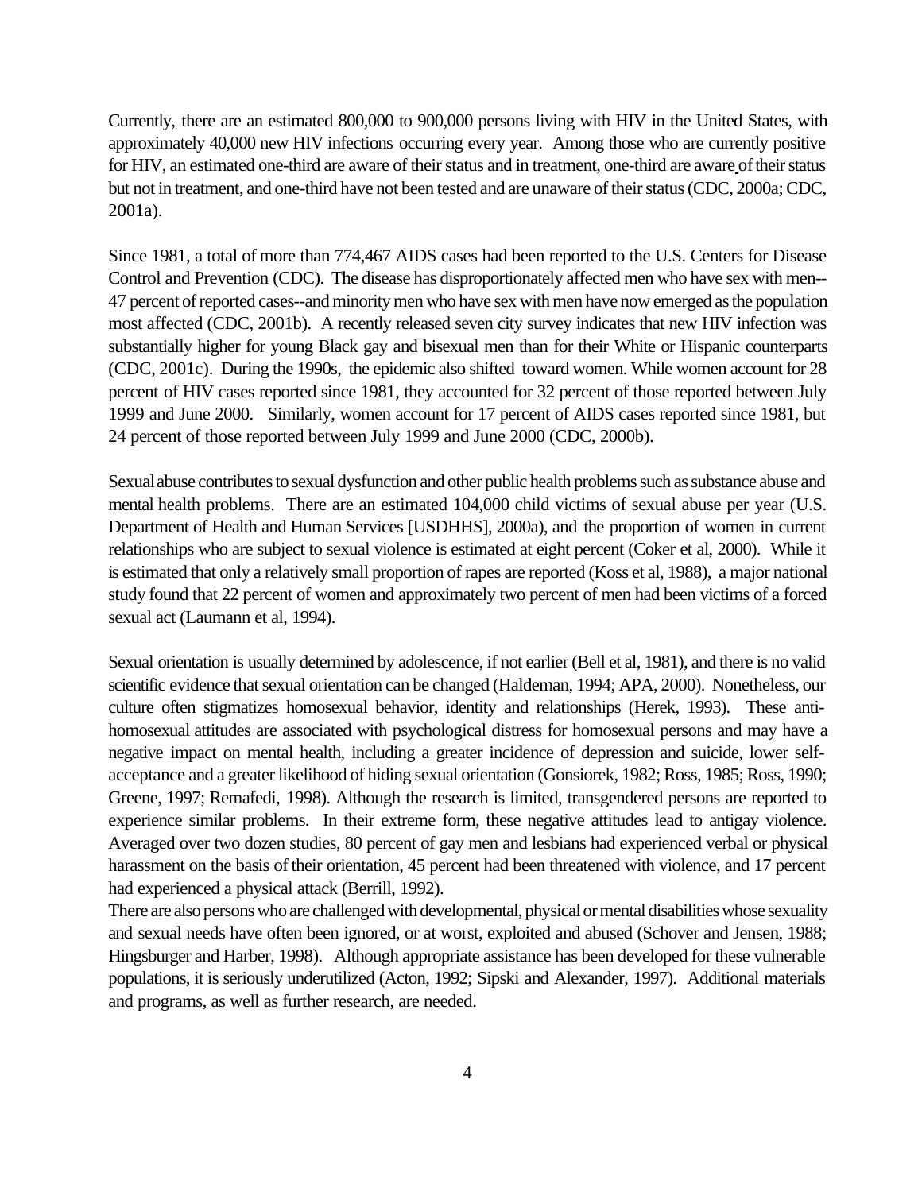Currently, there are an estimated 800,000 to 900,000 persons living with HIV in the United States, with approximately 40,000 new HIV infections occurring every year. Among those who are currently positive for HIV, an estimated one-third are aware of their status and in treatment, one-third are aware of their status but not in treatment, and one-third have not been tested and are unaware of their status (CDC, 2000a; CDC, 2001a).

Since 1981, a total of more than 774,467 AIDS cases had been reported to the U.S. Centers for Disease Control and Prevention (CDC). The disease has disproportionately affected men who have sex with men--47 percent of reported cases--and minority men who have sex with men have now emerged as the population most affected (CDC, 2001b). A recently released seven city survey indicates that new HIV infection was substantially higher for young Black gay and bisexual men than for their White or Hispanic counterparts (CDC, 2001c). During the 1990s, the epidemic also shifted toward women. While women account for 28 percent of HIV cases reported since 1981, they accounted for 32 percent of those reported between July 1999 and June 2000. Similarly, women account for 17 percent of AIDS cases reported since 1981, but 24 percent of those reported between July 1999 and June 2000 (CDC, 2000b).

Sexual abuse contributes to sexual dysfunction and other public health problems such as substance abuse and mental health problems. There are an estimated 104,000 child victims of sexual abuse per year (U.S. Department of Health and Human Services [USDHHS], 2000a), and the proportion of women in current relationships who are subject to sexual violence is estimated at eight percent (Coker et al, 2000). While it is estimated that only a relatively small proportion of rapes are reported (Koss et al, 1988), a major national study found that 22 percent of women and approximately two percent of men had been victims of a forced sexual act (Laumann et al, 1994).

Sexual orientation is usually determined by adolescence, if not earlier (Bell et al, 1981), and there is no valid scientific evidence that sexual orientation can be changed (Haldeman, 1994; APA, 2000). Nonetheless, our culture often stigmatizes homosexual behavior, identity and relationships (Herek, 1993). These anti-homosexual attitudes are associated with psychological distress for homosexual persons and may have a negative impact on mental health, including a greater incidence of depression and suicide, lower self-acceptance and a greater likelihood of hiding sexual orientation (Gonsiorek, 1982; Ross, 1985; Ross, 1990; Greene, 1997; Remafedi, 1998). Although the research is limited, transgendered persons are reported to experience similar problems. In their extreme form, these negative attitudes lead to antigay violence. Averaged over two dozen studies, 80 percent of gay men and lesbians had experienced verbal or physical harassment on the basis of their orientation, 45 percent had been threatened with violence, and 17 percent had experienced a physical attack (Berrill, 1992).

There are also persons who are challenged with developmental, physical or mental disabilities whose sexuality and sexual needs have often been ignored, or at worst, exploited and abused (Schover and Jensen, 1988; Hingsburger and Harber, 1998). Although appropriate assistance has been developed for these vulnerable populations, it is seriously underutilized (Acton, 1992; Sipski and Alexander, 1997). Additional materials and programs, as well as further research, are needed.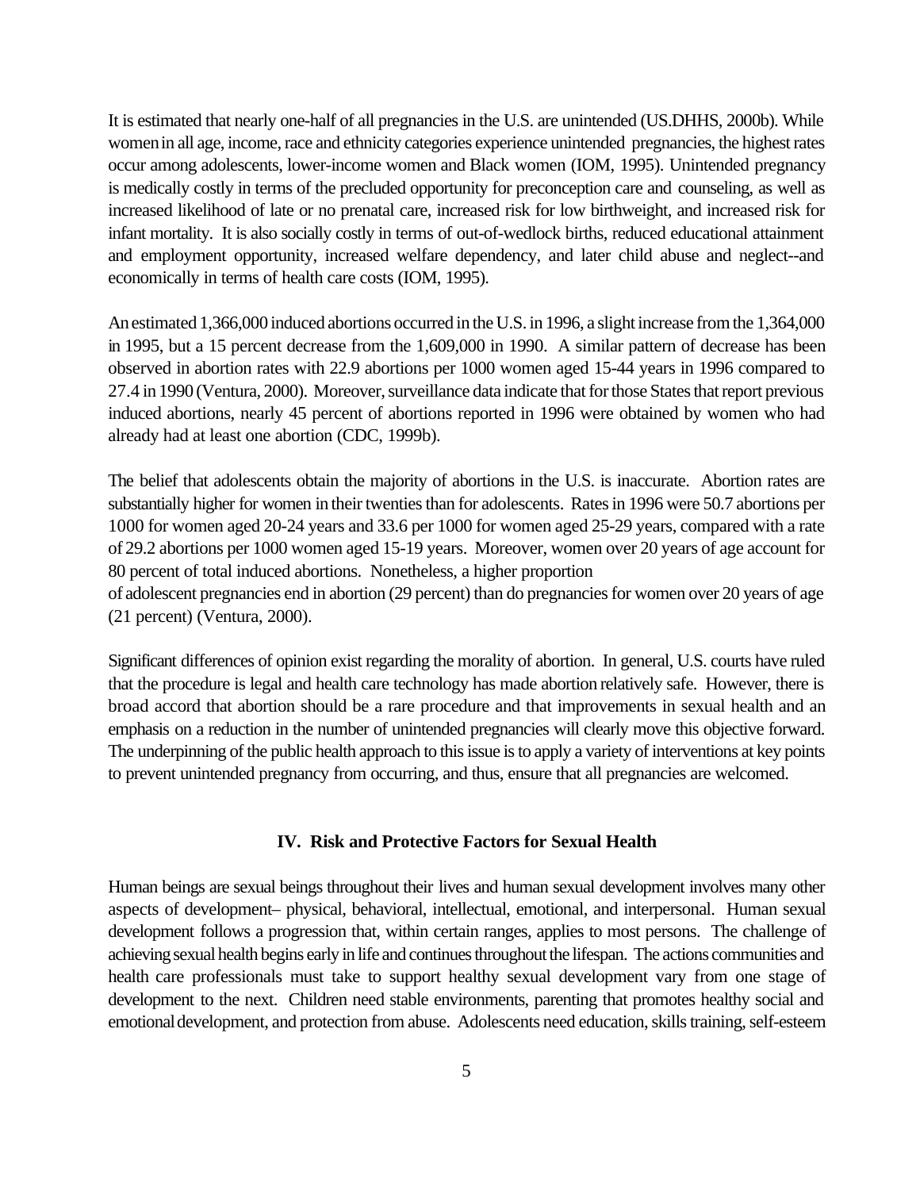It is estimated that nearly one-half of all pregnancies in the U.S. are unintended (US.DHHS, 2000b). While women in all age, income, race and ethnicity categories experience unintended pregnancies, the highest rates occur among adolescents, lower-income women and Black women (IOM, 1995). Unintended pregnancy is medically costly in terms of the precluded opportunity for preconception care and counseling, as well as increased likelihood of late or no prenatal care, increased risk for low birthweight, and increased risk for infant mortality. It is also socially costly in terms of out-of-wedlock births, reduced educational attainment and employment opportunity, increased welfare dependency, and later child abuse and neglect--and economically in terms of health care costs (IOM, 1995).

An estimated 1,366,000 induced abortions occurred in the U.S. in 1996, a slight increase from the 1,364,000 in 1995, but a 15 percent decrease from the 1,609,000 in 1990. A similar pattern of decrease has been observed in abortion rates with 22.9 abortions per 1000 women aged 15-44 years in 1996 compared to 27.4 in 1990 (Ventura, 2000). Moreover, surveillance data indicate that for those States that report previous induced abortions, nearly 45 percent of abortions reported in 1996 were obtained by women who had already had at least one abortion (CDC, 1999b).

The belief that adolescents obtain the majority of abortions in the U.S. is inaccurate. Abortion rates are substantially higher for women in their twenties than for adolescents. Rates in 1996 were 50.7 abortions per 1000 for women aged 20-24 years and 33.6 per 1000 for women aged 25-29 years, compared with a rate of 29.2 abortions per 1000 women aged 15-19 years. Moreover, women over 20 years of age account for 80 percent of total induced abortions. Nonetheless, a higher proportion of adolescent pregnancies end in abortion (29 percent) than do pregnancies for women over 20 years of age (21 percent) (Ventura, 2000).

Significant differences of opinion exist regarding the morality of abortion. In general, U.S. courts have ruled that the procedure is legal and health care technology has made abortion relatively safe. However, there is broad accord that abortion should be a rare procedure and that improvements in sexual health and an emphasis on a reduction in the number of unintended pregnancies will clearly move this objective forward. The underpinning of the public health approach to this issue is to apply a variety of interventions at key points to prevent unintended pregnancy from occurring, and thus, ensure that all pregnancies are welcomed.

## IV. Risk and Protective Factors for Sexual Health

Human beings are sexual beings throughout their lives and human sexual development involves many other aspects of development– physical, behavioral, intellectual, emotional, and interpersonal. Human sexual development follows a progression that, within certain ranges, applies to most persons. The challenge of achieving sexual health begins early in life and continues throughout the lifespan. The actions communities and health care professionals must take to support healthy sexual development vary from one stage of development to the next. Children need stable environments, parenting that promotes healthy social and emotional development, and protection from abuse. Adolescents need education, skills training, self-esteem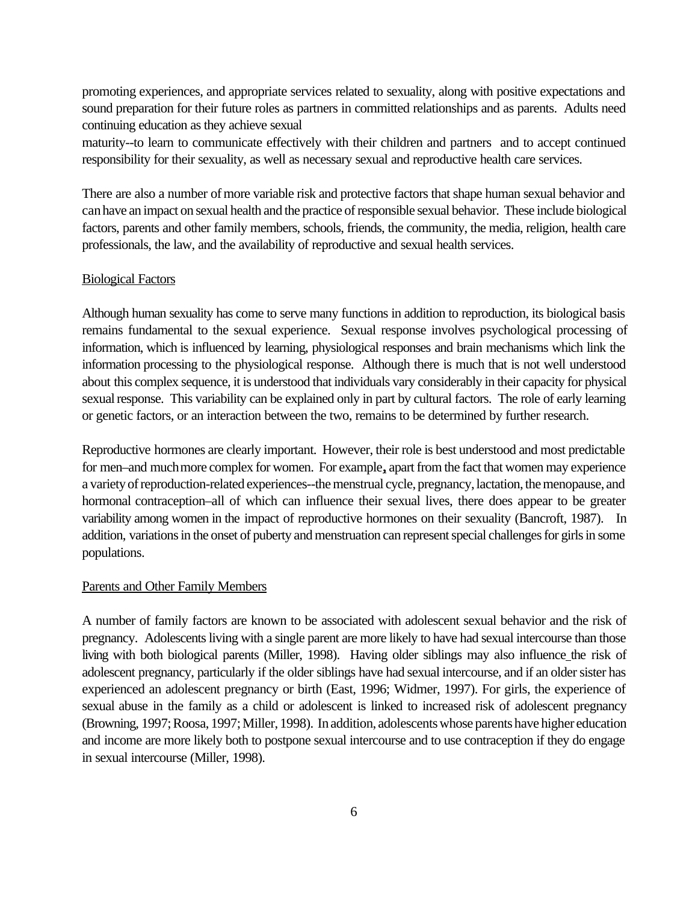promoting experiences, and appropriate services related to sexuality, along with positive expectations and sound preparation for their future roles as partners in committed relationships and as parents. Adults need continuing education as they achieve sexual maturity--to learn to communicate effectively with their children and partners and to accept continued responsibility for their sexuality, as well as necessary sexual and reproductive health care services.

There are also a number of more variable risk and protective factors that shape human sexual behavior and can have an impact on sexual health and the practice of responsible sexual behavior. These include biological factors, parents and other family members, schools, friends, the community, the media, religion, health care professionals, the law, and the availability of reproductive and sexual health services.

Biological Factors

Although human sexuality has come to serve many functions in addition to reproduction, its biological basis remains fundamental to the sexual experience. Sexual response involves psychological processing of information, which is influenced by learning, physiological responses and brain mechanisms which link the information processing to the physiological response. Although there is much that is not well understood about this complex sequence, it is understood that individuals vary considerably in their capacity for physical sexual response. This variability can be explained only in part by cultural factors. The role of early learning or genetic factors, or an interaction between the two, remains to be determined by further research.

Reproductive hormones are clearly important. However, their role is best understood and most predictable for men–and much more complex for women. For example, apart from the fact that women may experience a variety of reproduction-related experiences--the menstrual cycle, pregnancy, lactation, the menopause, and hormonal contraception–all of which can influence their sexual lives, there does appear to be greater variability among women in the impact of reproductive hormones on their sexuality (Bancroft, 1987). In addition, variations in the onset of puberty and menstruation can represent special challenges for girls in some populations.

Parents and Other Family Members

A number of family factors are known to be associated with adolescent sexual behavior and the risk of pregnancy. Adolescents living with a single parent are more likely to have had sexual intercourse than those living with both biological parents (Miller, 1998). Having older siblings may also influence the risk of adolescent pregnancy, particularly if the older siblings have had sexual intercourse, and if an older sister has experienced an adolescent pregnancy or birth (East, 1996; Widmer, 1997). For girls, the experience of sexual abuse in the family as a child or adolescent is linked to increased risk of adolescent pregnancy (Browning, 1997; Roosa, 1997; Miller, 1998). In addition, adolescents whose parents have higher education and income are more likely both to postpone sexual intercourse and to use contraception if they do engage in sexual intercourse (Miller, 1998).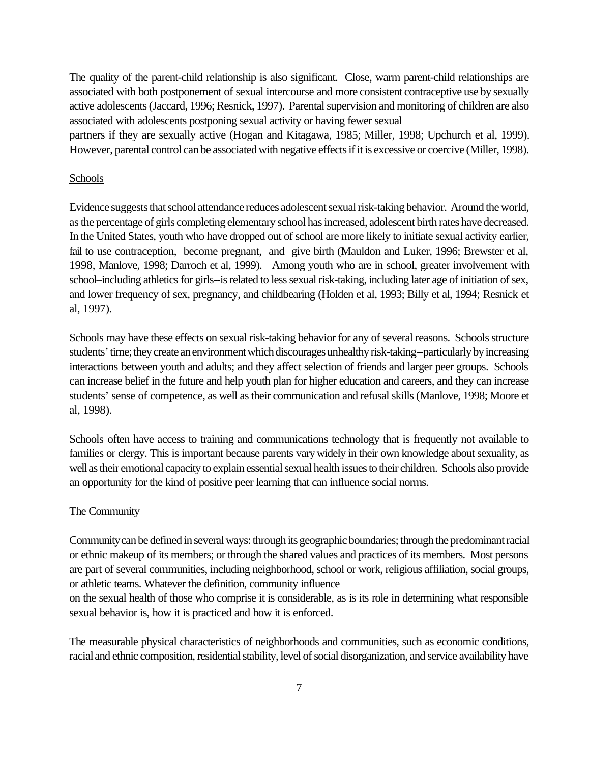The quality of the parent-child relationship is also significant. Close, warm parent-child relationships are associated with both postponement of sexual intercourse and more consistent contraceptive use by sexually active adolescents (Jaccard, 1996; Resnick, 1997). Parental supervision and monitoring of children are also associated with adolescents postponing sexual activity or having fewer sexual partners if they are sexually active (Hogan and Kitagawa, 1985; Miller, 1998; Upchurch et al, 1999). However, parental control can be associated with negative effects if it is excessive or coercive (Miller, 1998).

Schools

Evidence suggests that school attendance reduces adolescent sexual risk-taking behavior. Around the world, as the percentage of girls completing elementary school has increased, adolescent birth rates have decreased. In the United States, youth who have dropped out of school are more likely to initiate sexual activity earlier, fail to use contraception, become pregnant, and give birth (Mauldon and Luker, 1996; Brewster et al, 1998, Manlove, 1998; Darroch et al, 1999). Among youth who are in school, greater involvement with school–including athletics for girls--is related to less sexual risk-taking, including later age of initiation of sex, and lower frequency of sex, pregnancy, and childbearing (Holden et al, 1993; Billy et al, 1994; Resnick et al, 1997).

Schools may have these effects on sexual risk-taking behavior for any of several reasons. Schools structure students' time; they create an environment which discourages unhealthy risk-taking--particularly by increasing interactions between youth and adults; and they affect selection of friends and larger peer groups. Schools can increase belief in the future and help youth plan for higher education and careers, and they can increase students' sense of competence, as well as their communication and refusal skills (Manlove, 1998; Moore et al, 1998).

Schools often have access to training and communications technology that is frequently not available to families or clergy. This is important because parents vary widely in their own knowledge about sexuality, as well as their emotional capacity to explain essential sexual health issues to their children. Schools also provide an opportunity for the kind of positive peer learning that can influence social norms.

The Community

Community can be defined in several ways: through its geographic boundaries; through the predominant racial or ethnic makeup of its members; or through the shared values and practices of its members. Most persons are part of several communities, including neighborhood, school or work, religious affiliation, social groups, or athletic teams. Whatever the definition, community influence on the sexual health of those who comprise it is considerable, as is its role in determining what responsible sexual behavior is, how it is practiced and how it is enforced.

The measurable physical characteristics of neighborhoods and communities, such as economic conditions, racial and ethnic composition, residential stability, level of social disorganization, and service availability have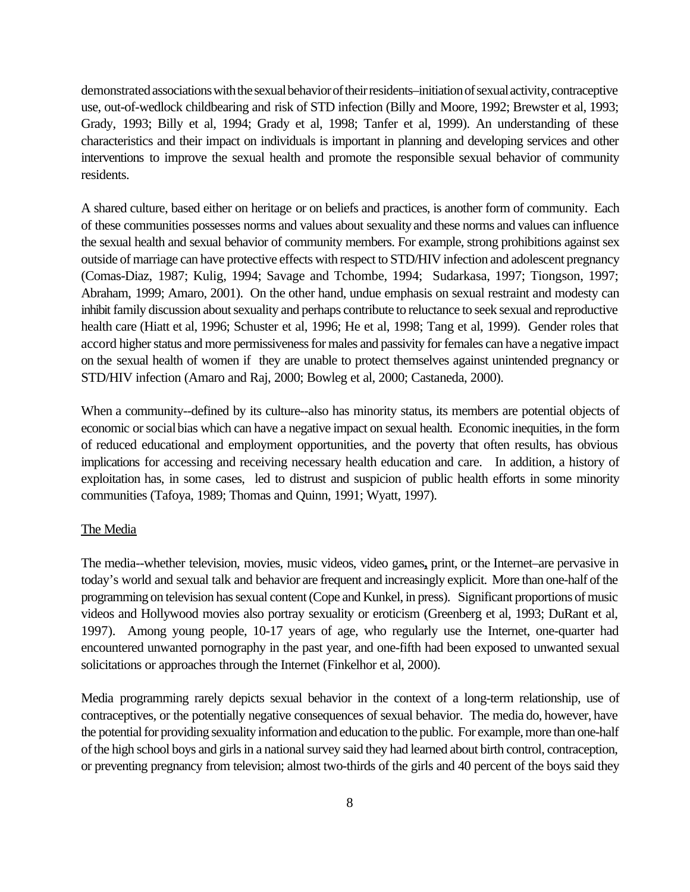demonstrated associations with the sexual behavior of their residents–initiation of sexual activity, contraceptive use, out-of-wedlock childbearing and risk of STD infection (Billy and Moore, 1992; Brewster et al, 1993; Grady, 1993; Billy et al, 1994; Grady et al, 1998; Tanfer et al, 1999). An understanding of these characteristics and their impact on individuals is important in planning and developing services and other interventions to improve the sexual health and promote the responsible sexual behavior of community residents.

A shared culture, based either on heritage or on beliefs and practices, is another form of community. Each of these communities possesses norms and values about sexuality and these norms and values can influence the sexual health and sexual behavior of community members. For example, strong prohibitions against sex outside of marriage can have protective effects with respect to STD/HIV infection and adolescent pregnancy (Comas-Diaz, 1987; Kulig, 1994; Savage and Tchombe, 1994; Sudarkasa, 1997; Tiongson, 1997; Abraham, 1999; Amaro, 2001). On the other hand, undue emphasis on sexual restraint and modesty can inhibit family discussion about sexuality and perhaps contribute to reluctance to seek sexual and reproductive health care (Hiatt et al, 1996; Schuster et al, 1996; He et al, 1998; Tang et al, 1999). Gender roles that accord higher status and more permissiveness for males and passivity for females can have a negative impact on the sexual health of women if they are unable to protect themselves against unintended pregnancy or STD/HIV infection (Amaro and Raj, 2000; Bowleg et al, 2000; Castaneda, 2000).

When a community--defined by its culture--also has minority status, its members are potential objects of economic or social bias which can have a negative impact on sexual health. Economic inequities, in the form of reduced educational and employment opportunities, and the poverty that often results, has obvious implications for accessing and receiving necessary health education and care. In addition, a history of exploitation has, in some cases, led to distrust and suspicion of public health efforts in some minority communities (Tafoya, 1989; Thomas and Quinn, 1991; Wyatt, 1997).

## The Media

The media--whether television, movies, music videos, video games, print, or the Internet–are pervasive in today's world and sexual talk and behavior are frequent and increasingly explicit. More than one-half of the programming on television has sexual content (Cope and Kunkel, in press). Significant proportions of music videos and Hollywood movies also portray sexuality or eroticism (Greenberg et al, 1993; DuRant et al, 1997). Among young people, 10-17 years of age, who regularly use the Internet, one-quarter had encountered unwanted pornography in the past year, and one-fifth had been exposed to unwanted sexual solicitations or approaches through the Internet (Finkelhor et al, 2000).

Media programming rarely depicts sexual behavior in the context of a long-term relationship, use of contraceptives, or the potentially negative consequences of sexual behavior. The media do, however, have the potential for providing sexuality information and education to the public. For example, more than one-half of the high school boys and girls in a national survey said they had learned about birth control, contraception, or preventing pregnancy from television; almost two-thirds of the girls and 40 percent of the boys said they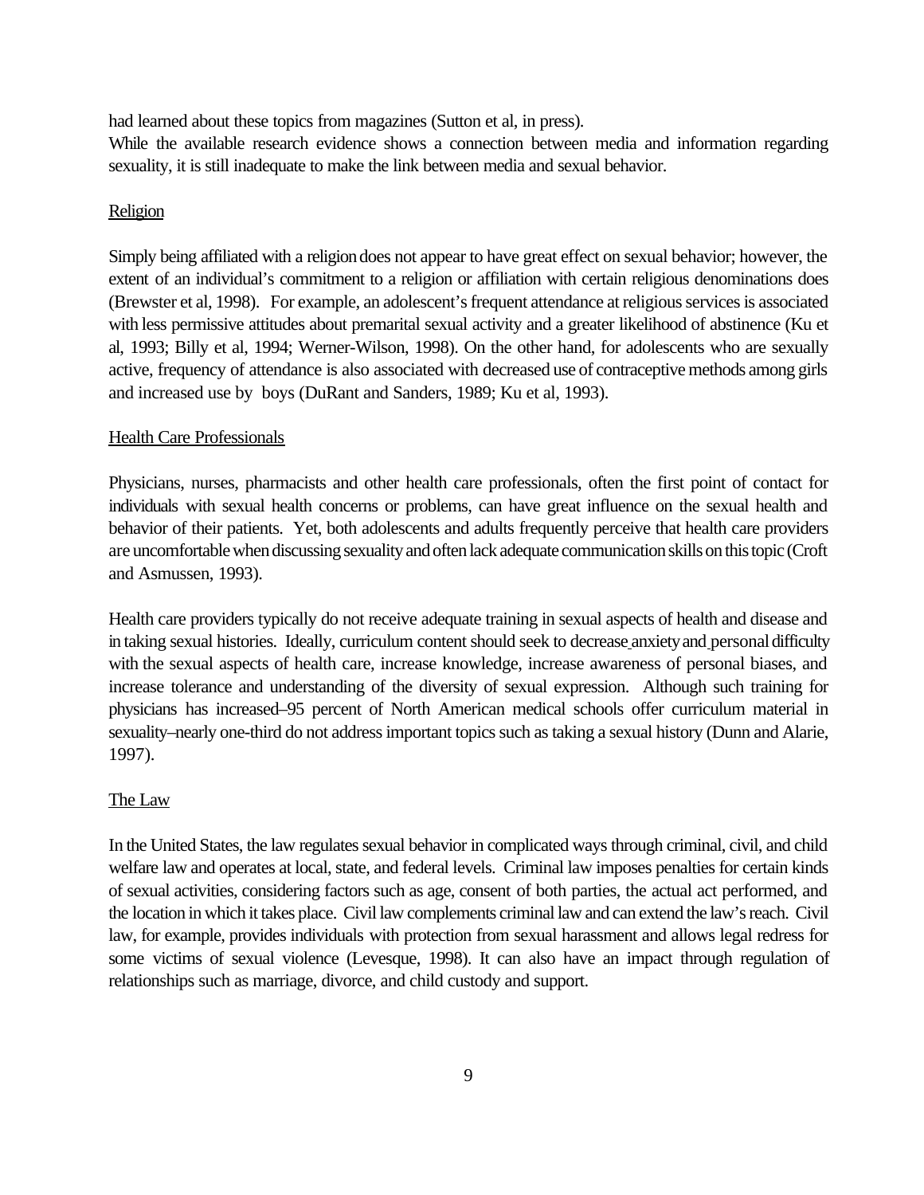had learned about these topics from magazines (Sutton et al, in press).

While the available research evidence shows a connection between media and information regarding sexuality, it is still inadequate to make the link between media and sexual behavior.

## Religion

Simply being affiliated with a religion does not appear to have great effect on sexual behavior; however, the extent of an individual's commitment to a religion or affiliation with certain religious denominations does (Brewster et al, 1998). For example, an adolescent's frequent attendance at religious services is associated with less permissive attitudes about premarital sexual activity and a greater likelihood of abstinence (Ku et al, 1993; Billy et al, 1994; Werner-Wilson, 1998). On the other hand, for adolescents who are sexually active, frequency of attendance is also associated with decreased use of contraceptive methods among girls and increased use by boys (DuRant and Sanders, 1989; Ku et al, 1993).

## Health Care Professionals

Physicians, nurses, pharmacists and other health care professionals, often the first point of contact for individuals with sexual health concerns or problems, can have great influence on the sexual health and behavior of their patients. Yet, both adolescents and adults frequently perceive that health care providers are uncomfortable when discussing sexuality and often lack adequate communication skills on this topic (Croft and Asmussen, 1993).

Health care providers typically do not receive adequate training in sexual aspects of health and disease and in taking sexual histories. Ideally, curriculum content should seek to decrease anxiety and personal difficulty with the sexual aspects of health care, increase knowledge, increase awareness of personal biases, and increase tolerance and understanding of the diversity of sexual expression. Although such training for physicians has increased–95 percent of North American medical schools offer curriculum material in sexuality–nearly one-third do not address important topics such as taking a sexual history (Dunn and Alarie, 1997).

## The Law

In the United States, the law regulates sexual behavior in complicated ways through criminal, civil, and child welfare law and operates at local, state, and federal levels. Criminal law imposes penalties for certain kinds of sexual activities, considering factors such as age, consent of both parties, the actual act performed, and the location in which it takes place. Civil law complements criminal law and can extend the law's reach. Civil law, for example, provides individuals with protection from sexual harassment and allows legal redress for some victims of sexual violence (Levesque, 1998). It can also have an impact through regulation of relationships such as marriage, divorce, and child custody and support.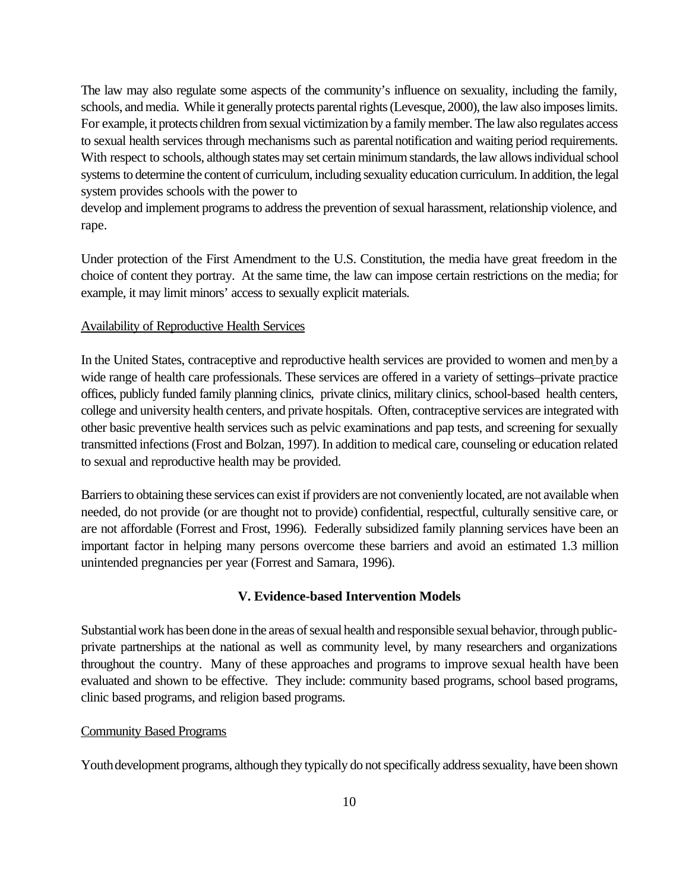The law may also regulate some aspects of the community's influence on sexuality, including the family, schools, and media. While it generally protects parental rights (Levesque, 2000), the law also imposes limits. For example, it protects children from sexual victimization by a family member. The law also regulates access to sexual health services through mechanisms such as parental notification and waiting period requirements. With respect to schools, although states may set certain minimum standards, the law allows individual school systems to determine the content of curriculum, including sexuality education curriculum. In addition, the legal system provides schools with the power to
develop and implement programs to address the prevention of sexual harassment, relationship violence, and rape.

Under protection of the First Amendment to the U.S. Constitution, the media have great freedom in the choice of content they portray. At the same time, the law can impose certain restrictions on the media; for example, it may limit minors' access to sexually explicit materials.

Availability of Reproductive Health Services

In the United States, contraceptive and reproductive health services are provided to women and men by a wide range of health care professionals. These services are offered in a variety of settings–private practice offices, publicly funded family planning clinics, private clinics, military clinics, school-based health centers, college and university health centers, and private hospitals. Often, contraceptive services are integrated with other basic preventive health services such as pelvic examinations and pap tests, and screening for sexually transmitted infections (Frost and Bolzan, 1997). In addition to medical care, counseling or education related to sexual and reproductive health may be provided.

Barriers to obtaining these services can exist if providers are not conveniently located, are not available when needed, do not provide (or are thought not to provide) confidential, respectful, culturally sensitive care, or are not affordable (Forrest and Frost, 1996). Federally subsidized family planning services have been an important factor in helping many persons overcome these barriers and avoid an estimated 1.3 million unintended pregnancies per year (Forrest and Samara, 1996).

## V. Evidence-based Intervention Models

Substantial work has been done in the areas of sexual health and responsible sexual behavior, through public-private partnerships at the national as well as community level, by many researchers and organizations throughout the country. Many of these approaches and programs to improve sexual health have been evaluated and shown to be effective. They include: community based programs, school based programs, clinic based programs, and religion based programs.

Community Based Programs

Youth development programs, although they typically do not specifically address sexuality, have been shown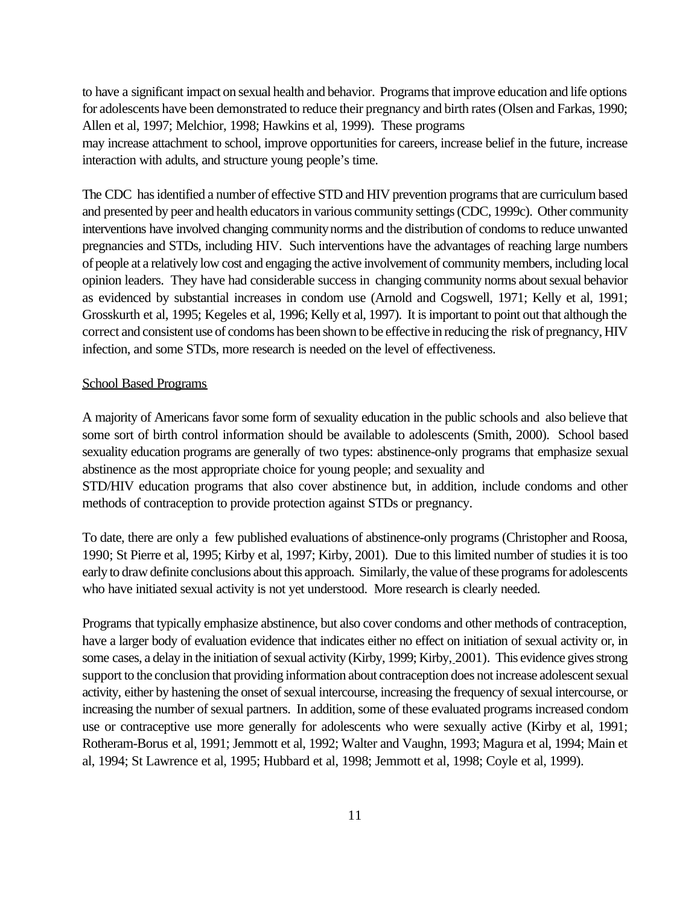to have a significant impact on sexual health and behavior. Programs that improve education and life options for adolescents have been demonstrated to reduce their pregnancy and birth rates (Olsen and Farkas, 1990; Allen et al, 1997; Melchior, 1998; Hawkins et al, 1999). These programs may increase attachment to school, improve opportunities for careers, increase belief in the future, increase interaction with adults, and structure young people's time.

The CDC has identified a number of effective STD and HIV prevention programs that are curriculum based and presented by peer and health educators in various community settings (CDC, 1999c). Other community interventions have involved changing community norms and the distribution of condoms to reduce unwanted pregnancies and STDs, including HIV. Such interventions have the advantages of reaching large numbers of people at a relatively low cost and engaging the active involvement of community members, including local opinion leaders. They have had considerable success in changing community norms about sexual behavior as evidenced by substantial increases in condom use (Arnold and Cogswell, 1971; Kelly et al, 1991; Grosskurth et al, 1995; Kegeles et al, 1996; Kelly et al, 1997). It is important to point out that although the correct and consistent use of condoms has been shown to be effective in reducing the risk of pregnancy, HIV infection, and some STDs, more research is needed on the level of effectiveness.

School Based Programs

A majority of Americans favor some form of sexuality education in the public schools and also believe that some sort of birth control information should be available to adolescents (Smith, 2000). School based sexuality education programs are generally of two types: abstinence-only programs that emphasize sexual abstinence as the most appropriate choice for young people; and sexuality and STD/HIV education programs that also cover abstinence but, in addition, include condoms and other methods of contraception to provide protection against STDs or pregnancy.

To date, there are only a few published evaluations of abstinence-only programs (Christopher and Roosa, 1990; St Pierre et al, 1995; Kirby et al, 1997; Kirby, 2001). Due to this limited number of studies it is too early to draw definite conclusions about this approach. Similarly, the value of these programs for adolescents who have initiated sexual activity is not yet understood. More research is clearly needed.

Programs that typically emphasize abstinence, but also cover condoms and other methods of contraception, have a larger body of evaluation evidence that indicates either no effect on initiation of sexual activity or, in some cases, a delay in the initiation of sexual activity (Kirby, 1999; Kirby, 2001). This evidence gives strong support to the conclusion that providing information about contraception does not increase adolescent sexual activity, either by hastening the onset of sexual intercourse, increasing the frequency of sexual intercourse, or increasing the number of sexual partners. In addition, some of these evaluated programs increased condom use or contraceptive use more generally for adolescents who were sexually active (Kirby et al, 1991; Rotheram-Borus et al, 1991; Jemmott et al, 1992; Walter and Vaughn, 1993; Magura et al, 1994; Main et al, 1994; St Lawrence et al, 1995; Hubbard et al, 1998; Jemmott et al, 1998; Coyle et al, 1999).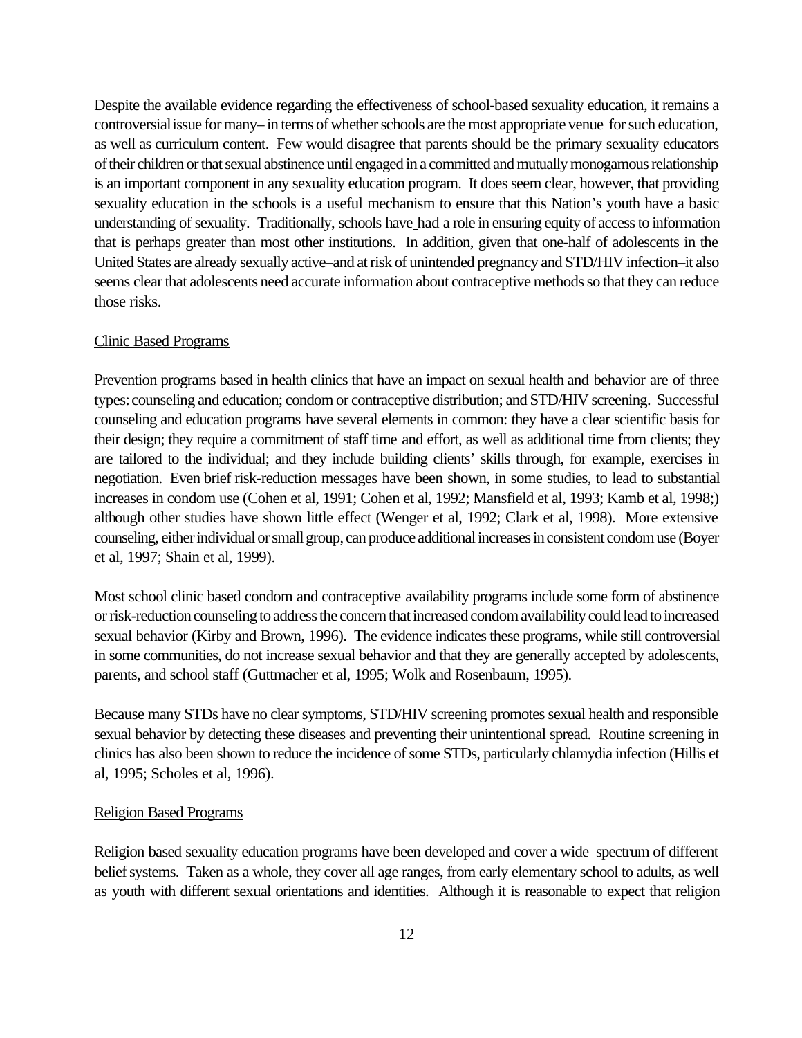Despite the available evidence regarding the effectiveness of school-based sexuality education, it remains a controversial issue for many– in terms of whether schools are the most appropriate venue for such education, as well as curriculum content. Few would disagree that parents should be the primary sexuality educators of their children or that sexual abstinence until engaged in a committed and mutually monogamous relationship is an important component in any sexuality education program. It does seem clear, however, that providing sexuality education in the schools is a useful mechanism to ensure that this Nation's youth have a basic understanding of sexuality. Traditionally, schools have had a role in ensuring equity of access to information that is perhaps greater than most other institutions. In addition, given that one-half of adolescents in the United States are already sexually active–and at risk of unintended pregnancy and STD/HIV infection–it also seems clear that adolescents need accurate information about contraceptive methods so that they can reduce those risks.

Clinic Based Programs

Prevention programs based in health clinics that have an impact on sexual health and behavior are of three types: counseling and education; condom or contraceptive distribution; and STD/HIV screening. Successful counseling and education programs have several elements in common: they have a clear scientific basis for their design; they require a commitment of staff time and effort, as well as additional time from clients; they are tailored to the individual; and they include building clients' skills through, for example, exercises in negotiation. Even brief risk-reduction messages have been shown, in some studies, to lead to substantial increases in condom use (Cohen et al, 1991; Cohen et al, 1992; Mansfield et al, 1993; Kamb et al, 1998;) although other studies have shown little effect (Wenger et al, 1992; Clark et al, 1998). More extensive counseling, either individual or small group, can produce additional increases in consistent condom use (Boyer et al, 1997; Shain et al, 1999).

Most school clinic based condom and contraceptive availability programs include some form of abstinence or risk-reduction counseling to address the concern that increased condom availability could lead to increased sexual behavior (Kirby and Brown, 1996). The evidence indicates these programs, while still controversial in some communities, do not increase sexual behavior and that they are generally accepted by adolescents, parents, and school staff (Guttmacher et al, 1995; Wolk and Rosenbaum, 1995).

Because many STDs have no clear symptoms, STD/HIV screening promotes sexual health and responsible sexual behavior by detecting these diseases and preventing their unintentional spread. Routine screening in clinics has also been shown to reduce the incidence of some STDs, particularly chlamydia infection (Hillis et al, 1995; Scholes et al, 1996).

Religion Based Programs

Religion based sexuality education programs have been developed and cover a wide spectrum of different belief systems. Taken as a whole, they cover all age ranges, from early elementary school to adults, as well as youth with different sexual orientations and identities. Although it is reasonable to expect that religion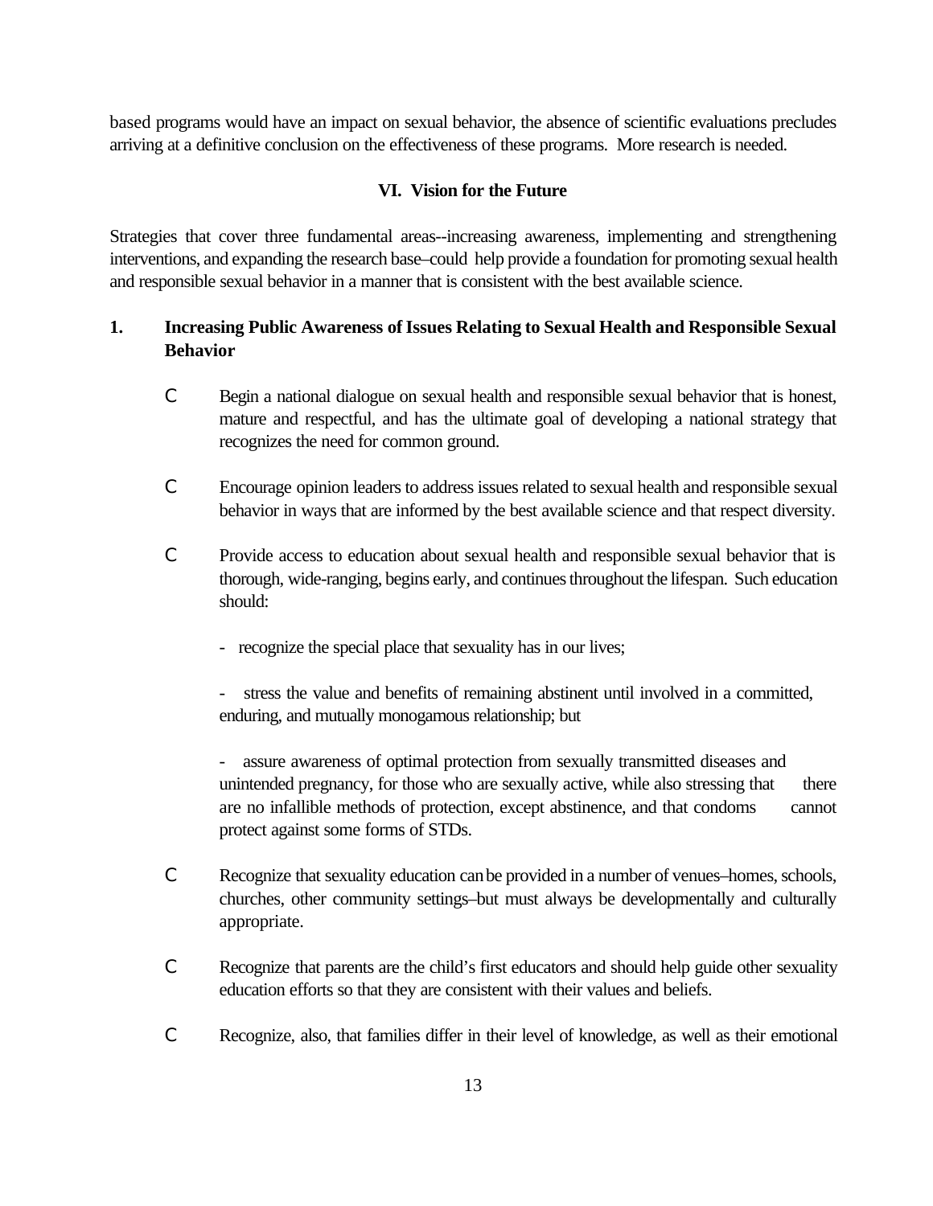based programs would have an impact on sexual behavior, the absence of scientific evaluations precludes arriving at a definitive conclusion on the effectiveness of these programs. More research is needed.

## VI. Vision for the Future

Strategies that cover three fundamental areas--increasing awareness, implementing and strengthening interventions, and expanding the research base–could help provide a foundation for promoting sexual health and responsible sexual behavior in a manner that is consistent with the best available science.

### 1. Increasing Public Awareness of Issues Relating to Sexual Health and Responsible Sexual Behavior

- Begin a national dialogue on sexual health and responsible sexual behavior that is honest, mature and respectful, and has the ultimate goal of developing a national strategy that recognizes the need for common ground.

- Encourage opinion leaders to address issues related to sexual health and responsible sexual behavior in ways that are informed by the best available science and that respect diversity.

- Provide access to education about sexual health and responsible sexual behavior that is thorough, wide-ranging, begins early, and continues throughout the lifespan. Such education should:

  - recognize the special place that sexuality has in our lives;

  - stress the value and benefits of remaining abstinent until involved in a committed, enduring, and mutually monogamous relationship; but

  - assure awareness of optimal protection from sexually transmitted diseases and unintended pregnancy, for those who are sexually active, while also stressing that there are no infallible methods of protection, except abstinence, and that condoms cannot protect against some forms of STDs.

- Recognize that sexuality education can be provided in a number of venues–homes, schools, churches, other community settings–but must always be developmentally and culturally appropriate.

- Recognize that parents are the child's first educators and should help guide other sexuality education efforts so that they are consistent with their values and beliefs.

- Recognize, also, that families differ in their level of knowledge, as well as their emotional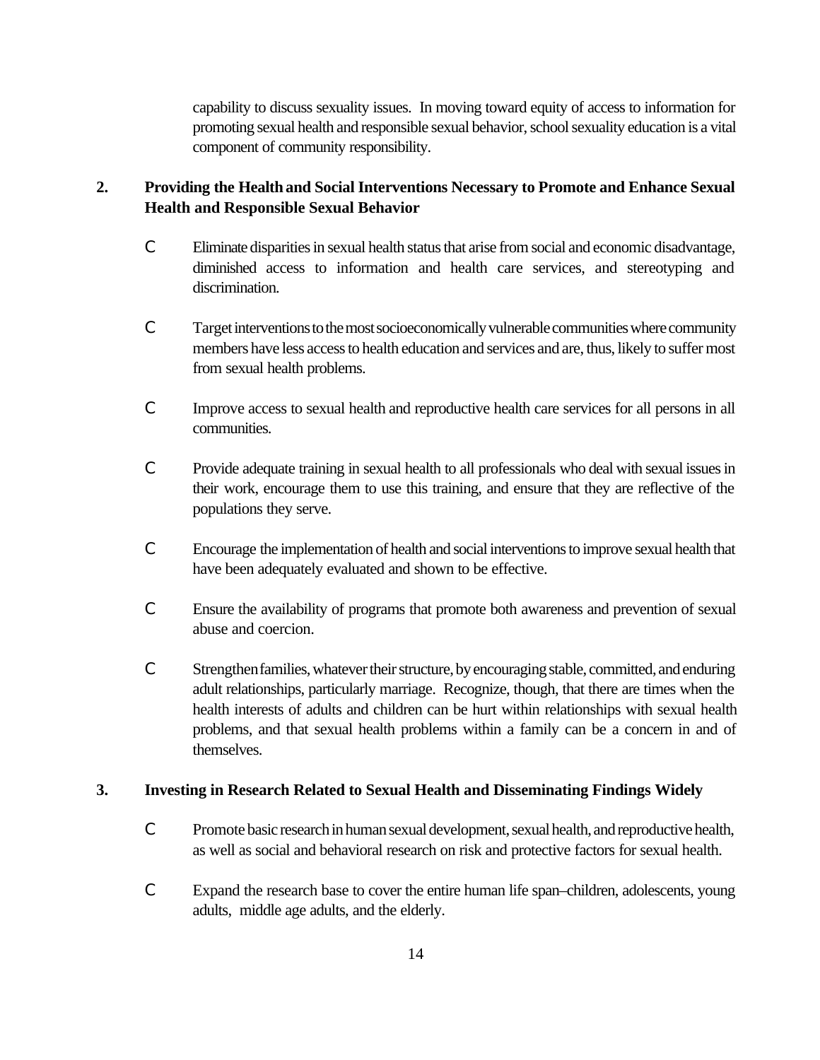capability to discuss sexuality issues. In moving toward equity of access to information for promoting sexual health and responsible sexual behavior, school sexuality education is a vital component of community responsibility.

**2. Providing the Health and Social Interventions Necessary to Promote and Enhance Sexual Health and Responsible Sexual Behavior**

- Eliminate disparities in sexual health status that arise from social and economic disadvantage, diminished access to information and health care services, and stereotyping and discrimination.
- Target interventions to the most socioeconomically vulnerable communities where community members have less access to health education and services and are, thus, likely to suffer most from sexual health problems.
- Improve access to sexual health and reproductive health care services for all persons in all communities.
- Provide adequate training in sexual health to all professionals who deal with sexual issues in their work, encourage them to use this training, and ensure that they are reflective of the populations they serve.
- Encourage the implementation of health and social interventions to improve sexual health that have been adequately evaluated and shown to be effective.
- Ensure the availability of programs that promote both awareness and prevention of sexual abuse and coercion.
- Strengthen families, whatever their structure, by encouraging stable, committed, and enduring adult relationships, particularly marriage. Recognize, though, that there are times when the health interests of adults and children can be hurt within relationships with sexual health problems, and that sexual health problems within a family can be a concern in and of themselves.

**3. Investing in Research Related to Sexual Health and Disseminating Findings Widely**

- Promote basic research in human sexual development, sexual health, and reproductive health, as well as social and behavioral research on risk and protective factors for sexual health.
- Expand the research base to cover the entire human life span–children, adolescents, young adults, middle age adults, and the elderly.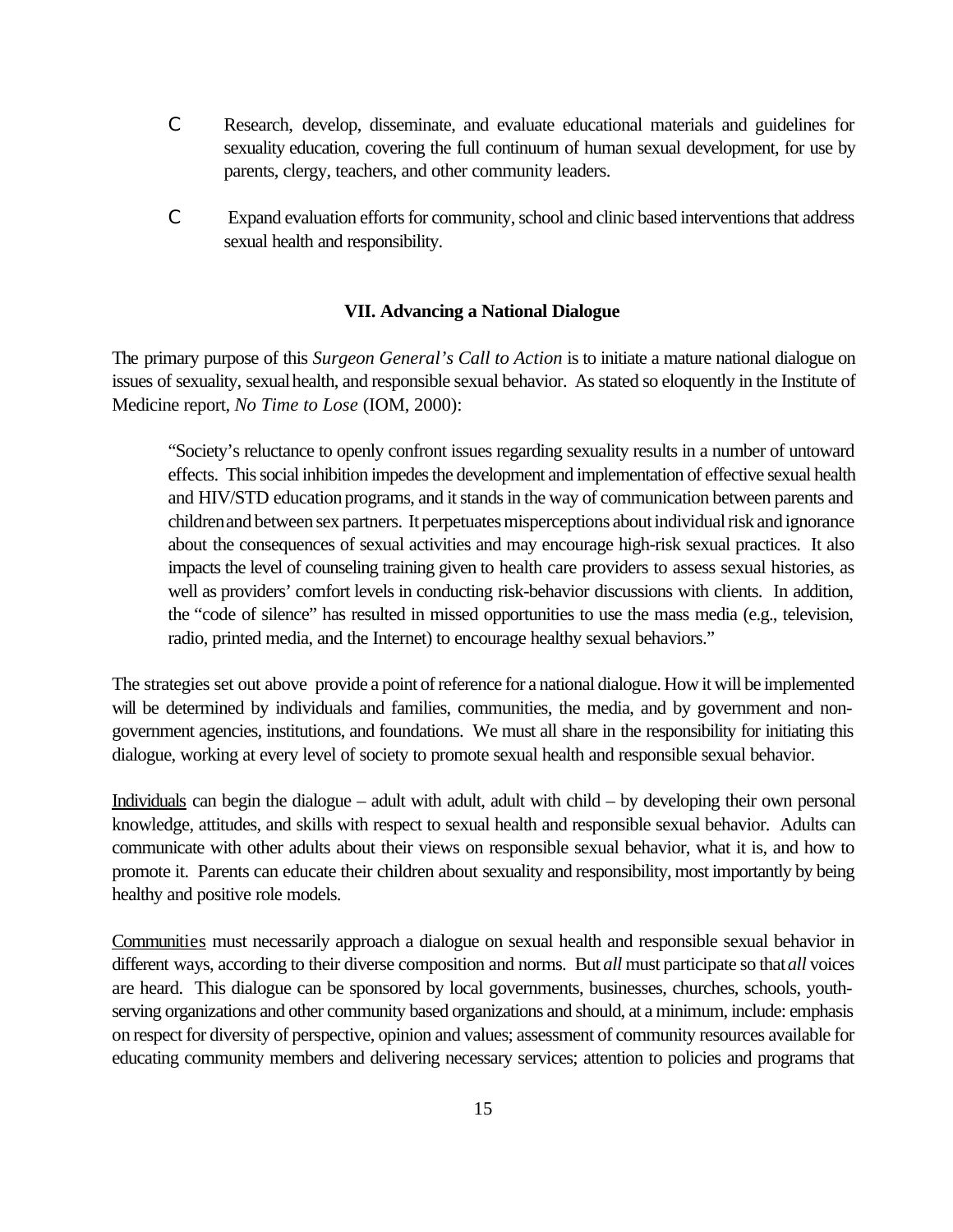- Research, develop, disseminate, and evaluate educational materials and guidelines for sexuality education, covering the full continuum of human sexual development, for use by parents, clergy, teachers, and other community leaders.

- Expand evaluation efforts for community, school and clinic based interventions that address sexual health and responsibility.

## VII. Advancing a National Dialogue

The primary purpose of this *Surgeon General's Call to Action* is to initiate a mature national dialogue on issues of sexuality, sexual health, and responsible sexual behavior. As stated so eloquently in the Institute of Medicine report, *No Time to Lose* (IOM, 2000):

> "Society's reluctance to openly confront issues regarding sexuality results in a number of untoward effects. This social inhibition impedes the development and implementation of effective sexual health and HIV/STD education programs, and it stands in the way of communication between parents and children and between sex partners. It perpetuates misperceptions about individual risk and ignorance about the consequences of sexual activities and may encourage high-risk sexual practices. It also impacts the level of counseling training given to health care providers to assess sexual histories, as well as providers' comfort levels in conducting risk-behavior discussions with clients. In addition, the "code of silence" has resulted in missed opportunities to use the mass media (e.g., television, radio, printed media, and the Internet) to encourage healthy sexual behaviors."

The strategies set out above provide a point of reference for a national dialogue. How it will be implemented will be determined by individuals and families, communities, the media, and by government and non-government agencies, institutions, and foundations. We must all share in the responsibility for initiating this dialogue, working at every level of society to promote sexual health and responsible sexual behavior.

Individuals can begin the dialogue – adult with adult, adult with child – by developing their own personal knowledge, attitudes, and skills with respect to sexual health and responsible sexual behavior. Adults can communicate with other adults about their views on responsible sexual behavior, what it is, and how to promote it. Parents can educate their children about sexuality and responsibility, most importantly by being healthy and positive role models.

Communities must necessarily approach a dialogue on sexual health and responsible sexual behavior in different ways, according to their diverse composition and norms. But *all* must participate so that *all* voices are heard. This dialogue can be sponsored by local governments, businesses, churches, schools, youth-serving organizations and other community based organizations and should, at a minimum, include: emphasis on respect for diversity of perspective, opinion and values; assessment of community resources available for educating community members and delivering necessary services; attention to policies and programs that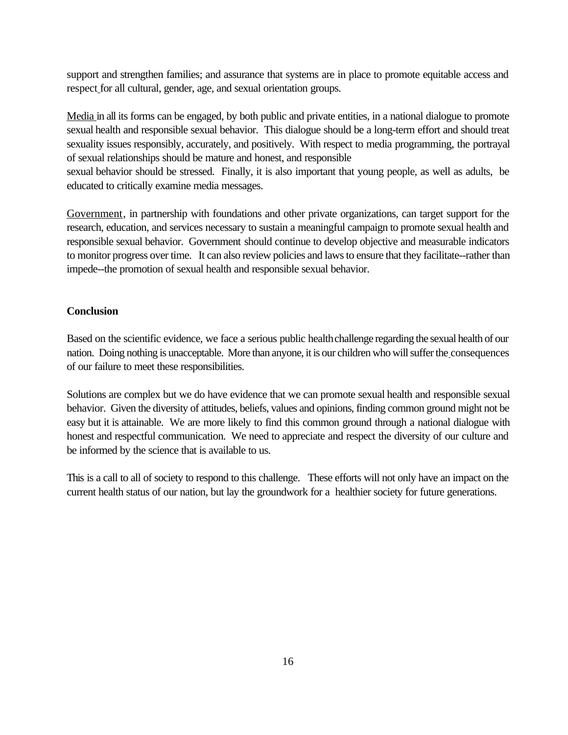support and strengthen families; and assurance that systems are in place to promote equitable access and respect for all cultural, gender, age, and sexual orientation groups.

<u>Media</u> in all its forms can be engaged, by both public and private entities, in a national dialogue to promote sexual health and responsible sexual behavior. This dialogue should be a long-term effort and should treat sexuality issues responsibly, accurately, and positively. With respect to media programming, the portrayal of sexual relationships should be mature and honest, and responsible sexual behavior should be stressed. Finally, it is also important that young people, as well as adults, be educated to critically examine media messages.

<u>Government</u>, in partnership with foundations and other private organizations, can target support for the research, education, and services necessary to sustain a meaningful campaign to promote sexual health and responsible sexual behavior. Government should continue to develop objective and measurable indicators to monitor progress over time. It can also review policies and laws to ensure that they facilitate--rather than impede--the promotion of sexual health and responsible sexual behavior.

**Conclusion**

Based on the scientific evidence, we face a serious public health challenge regarding the sexual health of our nation. Doing nothing is unacceptable. More than anyone, it is our children who will suffer the consequences of our failure to meet these responsibilities.

Solutions are complex but we do have evidence that we can promote sexual health and responsible sexual behavior. Given the diversity of attitudes, beliefs, values and opinions, finding common ground might not be easy but it is attainable. We are more likely to find this common ground through a national dialogue with honest and respectful communication. We need to appreciate and respect the diversity of our culture and be informed by the science that is available to us.

This is a call to all of society to respond to this challenge. These efforts will not only have an impact on the current health status of our nation, but lay the groundwork for a healthier society for future generations.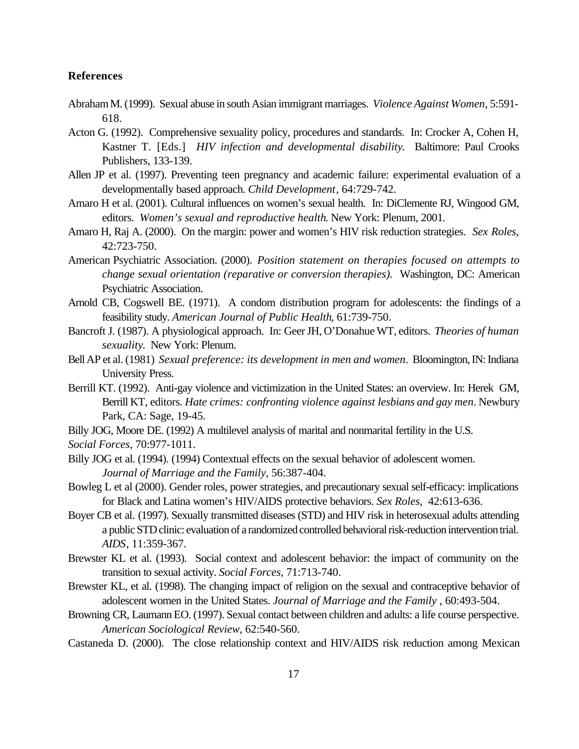**References**

Abraham M. (1999). Sexual abuse in south Asian immigrant marriages. *Violence Against Women*, 5:591-618.

Acton G. (1992). Comprehensive sexuality policy, procedures and standards. In: Crocker A, Cohen H, Kastner T. [Eds.] *HIV infection and developmental disability.* Baltimore: Paul Crooks Publishers, 133-139.

Allen JP et al. (1997). Preventing teen pregnancy and academic failure: experimental evaluation of a developmentally based approach. *Child Development*, 64:729-742.

Amaro H et al. (2001). Cultural influences on women's sexual health. In: DiClemente RJ, Wingood GM, editors. *Women's sexual and reproductive health.* New York: Plenum, 2001.

Amaro H, Raj A. (2000). On the margin: power and women's HIV risk reduction strategies. *Sex Roles,* 42:723-750.

American Psychiatric Association. (2000). *Position statement on therapies focused on attempts to change sexual orientation (reparative or conversion therapies).* Washington, DC: American Psychiatric Association.

Arnold CB, Cogswell BE. (1971). A condom distribution program for adolescents: the findings of a feasibility study. *American Journal of Public Health*, 61:739-750.

Bancroft J. (1987). A physiological approach. In: Geer JH, O'Donahue WT, editors. *Theories of human sexuality.* New York: Plenum.

Bell AP et al. (1981) *Sexual preference: its development in men and women*. Bloomington, IN: Indiana University Press.

Berrill KT. (1992). Anti-gay violence and victimization in the United States: an overview. In: Herek GM, Berrill KT, editors. *Hate crimes: confronting violence against lesbians and gay men*. Newbury Park, CA: Sage, 19-45.

Billy JOG, Moore DE. (1992) A multilevel analysis of marital and nonmarital fertility in the U.S. *Social Forces,* 70:977-1011.

Billy JOG et al. (1994). (1994) Contextual effects on the sexual behavior of adolescent women. *Journal of Marriage and the Family*, 56:387-404.

Bowleg L et al (2000). Gender roles, power strategies, and precautionary sexual self-efficacy: implications for Black and Latina women's HIV/AIDS protective behaviors. *Sex Roles,* 42:613-636.

Boyer CB et al. (1997). Sexually transmitted diseases (STD) and HIV risk in heterosexual adults attending a public STD clinic: evaluation of a randomized controlled behavioral risk-reduction intervention trial. *AIDS*, 11:359-367.

Brewster KL et al. (1993). Social context and adolescent behavior: the impact of community on the transition to sexual activity. *Social Forces*, 71:713-740.

Brewster KL, et al. (1998). The changing impact of religion on the sexual and contraceptive behavior of adolescent women in the United States. *Journal of Marriage and the Family* , 60:493-504.

Browning CR, Laumann EO. (1997). Sexual contact between children and adults: a life course perspective. *American Sociological Review*, 62:540-560.

Castaneda D. (2000). The close relationship context and HIV/AIDS risk reduction among Mexican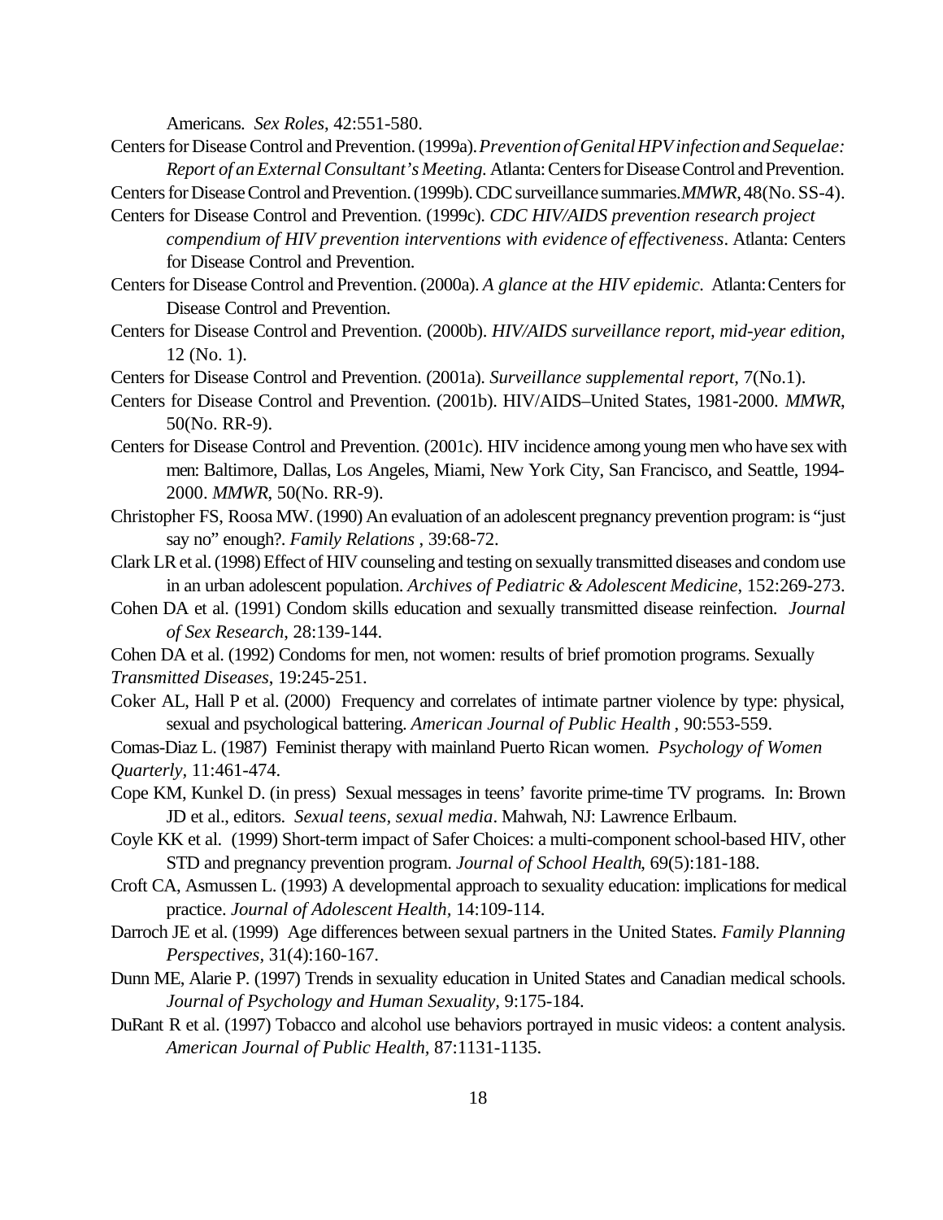Americans. *Sex Roles*, 42:551-580.

Centers for Disease Control and Prevention. (1999a). *Prevention of Genital HPV infection and Sequelae: Report of an External Consultant's Meeting.* Atlanta: Centers for Disease Control and Prevention.

Centers for Disease Control and Prevention. (1999b). CDC surveillance summaries. *MMWR*, 48(No. SS-4).

Centers for Disease Control and Prevention. (1999c). *CDC HIV/AIDS prevention research project compendium of HIV prevention interventions with evidence of effectiveness*. Atlanta: Centers for Disease Control and Prevention.

Centers for Disease Control and Prevention. (2000a). *A glance at the HIV epidemic.* Atlanta: Centers for Disease Control and Prevention.

Centers for Disease Control and Prevention. (2000b). *HIV/AIDS surveillance report, mid-year edition*, 12 (No. 1).

Centers for Disease Control and Prevention. (2001a). *Surveillance supplemental report*, 7(No.1).

Centers for Disease Control and Prevention. (2001b). HIV/AIDS–United States, 1981-2000. *MMWR*, 50(No. RR-9).

Centers for Disease Control and Prevention. (2001c). HIV incidence among young men who have sex with men: Baltimore, Dallas, Los Angeles, Miami, New York City, San Francisco, and Seattle, 1994-2000. *MMWR*, 50(No. RR-9).

Christopher FS, Roosa MW. (1990) An evaluation of an adolescent pregnancy prevention program: is "just say no" enough?. *Family Relations* , 39:68-72.

Clark LR et al. (1998) Effect of HIV counseling and testing on sexually transmitted diseases and condom use in an urban adolescent population. *Archives of Pediatric & Adolescent Medicine*, 152:269-273.

Cohen DA et al. (1991) Condom skills education and sexually transmitted disease reinfection. *Journal of Sex Research*, 28:139-144.

Cohen DA et al. (1992) Condoms for men, not women: results of brief promotion programs. Sexually *Transmitted Diseases*, 19:245-251.

Coker AL, Hall P et al. (2000) Frequency and correlates of intimate partner violence by type: physical, sexual and psychological battering. *American Journal of Public Health* , 90:553-559.

Comas-Diaz L. (1987) Feminist therapy with mainland Puerto Rican women. *Psychology of Women Quarterly*, 11:461-474.

Cope KM, Kunkel D. (in press) Sexual messages in teens' favorite prime-time TV programs. In: Brown JD et al., editors. *Sexual teens, sexual media*. Mahwah, NJ: Lawrence Erlbaum.

Coyle KK et al. (1999) Short-term impact of Safer Choices: a multi-component school-based HIV, other STD and pregnancy prevention program. *Journal of School Health*, 69(5):181-188.

Croft CA, Asmussen L. (1993) A developmental approach to sexuality education: implications for medical practice. *Journal of Adolescent Health*, 14:109-114.

Darroch JE et al. (1999) Age differences between sexual partners in the United States. *Family Planning Perspectives*, 31(4):160-167.

Dunn ME, Alarie P. (1997) Trends in sexuality education in United States and Canadian medical schools. *Journal of Psychology and Human Sexuality*, 9:175-184.

DuRant R et al. (1997) Tobacco and alcohol use behaviors portrayed in music videos: a content analysis. *American Journal of Public Health*, 87:1131-1135.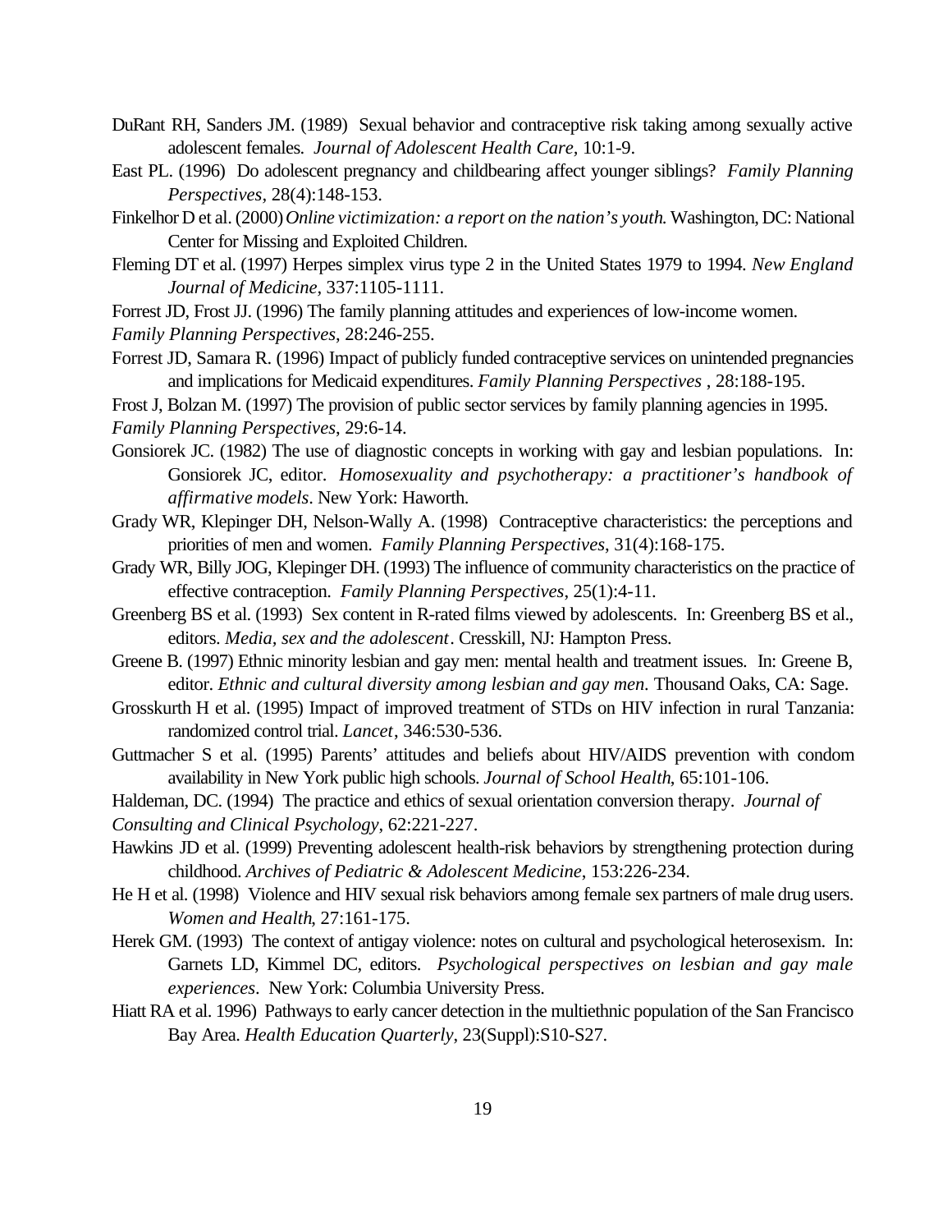DuRant RH, Sanders JM. (1989) Sexual behavior and contraceptive risk taking among sexually active adolescent females. *Journal of Adolescent Health Care,* 10:1-9.

East PL. (1996) Do adolescent pregnancy and childbearing affect younger siblings? *Family Planning Perspectives,* 28(4):148-153.

Finkelhor D et al. (2000) *Online victimization: a report on the nation's youth.* Washington, DC: National Center for Missing and Exploited Children.

Fleming DT et al. (1997) Herpes simplex virus type 2 in the United States 1979 to 1994. *New England Journal of Medicine,* 337:1105-1111.

Forrest JD, Frost JJ. (1996) The family planning attitudes and experiences of low-income women. *Family Planning Perspectives*, 28:246-255.

Forrest JD, Samara R. (1996) Impact of publicly funded contraceptive services on unintended pregnancies and implications for Medicaid expenditures. *Family Planning Perspectives* , 28:188-195.

Frost J, Bolzan M. (1997) The provision of public sector services by family planning agencies in 1995. *Family Planning Perspectives*, 29:6-14.

Gonsiorek JC. (1982) The use of diagnostic concepts in working with gay and lesbian populations. In: Gonsiorek JC, editor. *Homosexuality and psychotherapy: a practitioner's handbook of affirmative models*. New York: Haworth.

Grady WR, Klepinger DH, Nelson-Wally A. (1998) Contraceptive characteristics: the perceptions and priorities of men and women. *Family Planning Perspectives*, 31(4):168-175.

Grady WR, Billy JOG, Klepinger DH. (1993) The influence of community characteristics on the practice of effective contraception. *Family Planning Perspectives*, 25(1):4-11.

Greenberg BS et al. (1993) Sex content in R-rated films viewed by adolescents. In: Greenberg BS et al., editors. *Media, sex and the adolescent*. Cresskill, NJ: Hampton Press.

Greene B. (1997) Ethnic minority lesbian and gay men: mental health and treatment issues. In: Greene B, editor. *Ethnic and cultural diversity among lesbian and gay men.* Thousand Oaks, CA: Sage.

Grosskurth H et al. (1995) Impact of improved treatment of STDs on HIV infection in rural Tanzania: randomized control trial. *Lancet*, 346:530-536.

Guttmacher S et al. (1995) Parents' attitudes and beliefs about HIV/AIDS prevention with condom availability in New York public high schools. *Journal of School Health*, 65:101-106.

Haldeman, DC. (1994) The practice and ethics of sexual orientation conversion therapy. *Journal of Consulting and Clinical Psychology*, 62:221-227.

Hawkins JD et al. (1999) Preventing adolescent health-risk behaviors by strengthening protection during childhood. *Archives of Pediatric & Adolescent Medicine*, 153:226-234.

He H et al. (1998) Violence and HIV sexual risk behaviors among female sex partners of male drug users. *Women and Health*, 27:161-175.

Herek GM. (1993) The context of antigay violence: notes on cultural and psychological heterosexism. In: Garnets LD, Kimmel DC, editors. *Psychological perspectives on lesbian and gay male experiences*. New York: Columbia University Press.

Hiatt RA et al. 1996) Pathways to early cancer detection in the multiethnic population of the San Francisco Bay Area. *Health Education Quarterly*, 23(Suppl):S10-S27.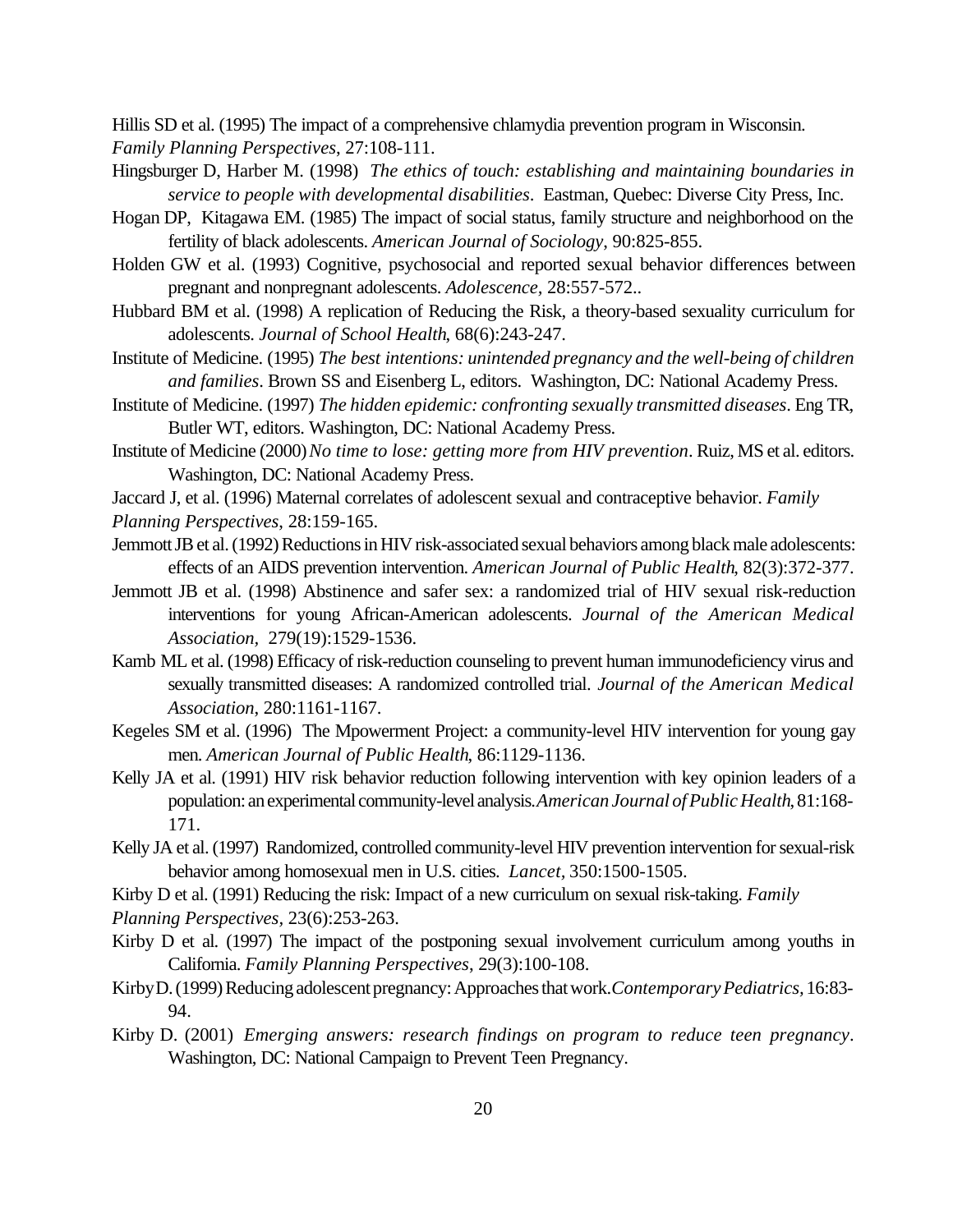Hillis SD et al. (1995) The impact of a comprehensive chlamydia prevention program in Wisconsin. *Family Planning Perspectives*, 27:108-111.

Hingsburger D, Harber M. (1998) *The ethics of touch: establishing and maintaining boundaries in service to people with developmental disabilities*. Eastman, Quebec: Diverse City Press, Inc.

Hogan DP, Kitagawa EM. (1985) The impact of social status, family structure and neighborhood on the fertility of black adolescents. *American Journal of Sociology*, 90:825-855.

Holden GW et al. (1993) Cognitive, psychosocial and reported sexual behavior differences between pregnant and nonpregnant adolescents. *Adolescence*, 28:557-572..

Hubbard BM et al. (1998) A replication of Reducing the Risk, a theory-based sexuality curriculum for adolescents. *Journal of School Health*, 68(6):243-247.

Institute of Medicine. (1995) *The best intentions: unintended pregnancy and the well-being of children and families*. Brown SS and Eisenberg L, editors. Washington, DC: National Academy Press.

Institute of Medicine. (1997) *The hidden epidemic: confronting sexually transmitted diseases*. Eng TR, Butler WT, editors. Washington, DC: National Academy Press.

Institute of Medicine (2000) *No time to lose: getting more from HIV prevention*. Ruiz, MS et al. editors. Washington, DC: National Academy Press.

Jaccard J, et al. (1996) Maternal correlates of adolescent sexual and contraceptive behavior. *Family Planning Perspectives*, 28:159-165.

Jemmott JB et al. (1992) Reductions in HIV risk-associated sexual behaviors among black male adolescents: effects of an AIDS prevention intervention. *American Journal of Public Health*, 82(3):372-377.

Jemmott JB et al. (1998) Abstinence and safer sex: a randomized trial of HIV sexual risk-reduction interventions for young African-American adolescents. *Journal of the American Medical Association*, 279(19):1529-1536.

Kamb ML et al. (1998) Efficacy of risk-reduction counseling to prevent human immunodeficiency virus and sexually transmitted diseases: A randomized controlled trial. *Journal of the American Medical Association*, 280:1161-1167.

Kegeles SM et al. (1996) The Mpowerment Project: a community-level HIV intervention for young gay men. *American Journal of Public Health*, 86:1129-1136.

Kelly JA et al. (1991) HIV risk behavior reduction following intervention with key opinion leaders of a population: an experimental community-level analysis. *American Journal of Public Health*, 81:168-171.

Kelly JA et al. (1997) Randomized, controlled community-level HIV prevention intervention for sexual-risk behavior among homosexual men in U.S. cities. *Lancet*, 350:1500-1505.

Kirby D et al. (1991) Reducing the risk: Impact of a new curriculum on sexual risk-taking. *Family Planning Perspectives*, 23(6):253-263.

Kirby D et al. (1997) The impact of the postponing sexual involvement curriculum among youths in California. *Family Planning Perspectives*, 29(3):100-108.

Kirby D. (1999) Reducing adolescent pregnancy: Approaches that work. *Contemporary Pediatrics*, 16:83-94.

Kirby D. (2001) *Emerging answers: research findings on program to reduce teen pregnancy*. Washington, DC: National Campaign to Prevent Teen Pregnancy.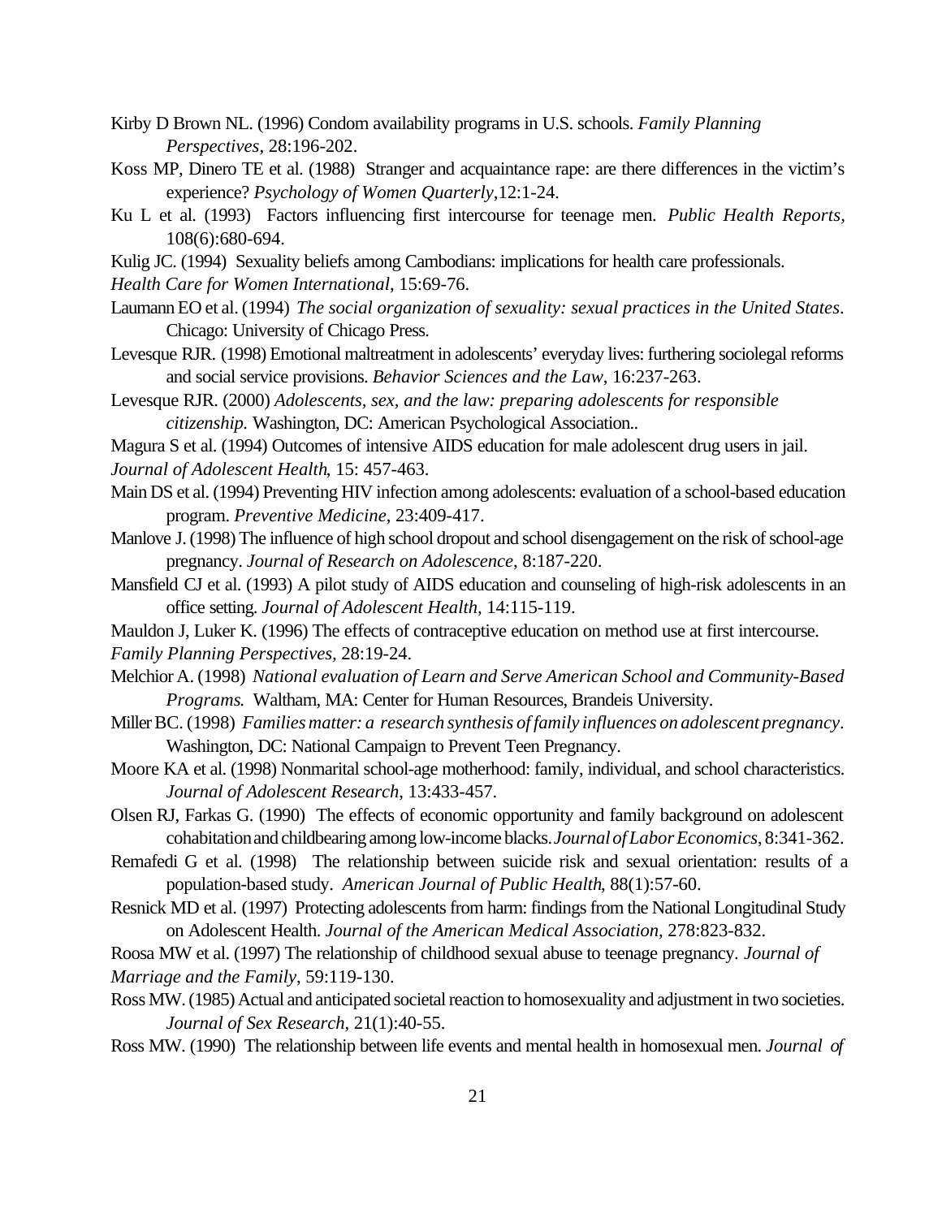Kirby D Brown NL. (1996) Condom availability programs in U.S. schools. *Family Planning Perspectives,* 28:196-202.

Koss MP, Dinero TE et al. (1988) Stranger and acquaintance rape: are there differences in the victim's experience? *Psychology of Women Quarterly*,12:1-24.

Ku L et al. (1993) Factors influencing first intercourse for teenage men. *Public Health Reports,* 108(6):680-694.

Kulig JC. (1994) Sexuality beliefs among Cambodians: implications for health care professionals. *Health Care for Women International*, 15:69-76.

Laumann EO et al. (1994) *The social organization of sexuality: sexual practices in the United States*. Chicago: University of Chicago Press.

Levesque RJR. (1998) Emotional maltreatment in adolescents' everyday lives: furthering sociolegal reforms and social service provisions. *Behavior Sciences and the Law*, 16:237-263.

Levesque RJR. (2000) *Adolescents, sex, and the law: preparing adolescents for responsible citizenship.* Washington, DC: American Psychological Association..

Magura S et al. (1994) Outcomes of intensive AIDS education for male adolescent drug users in jail. *Journal of Adolescent Health*, 15: 457-463.

Main DS et al. (1994) Preventing HIV infection among adolescents: evaluation of a school-based education program. *Preventive Medicine*, 23:409-417.

Manlove J. (1998) The influence of high school dropout and school disengagement on the risk of school-age pregnancy. *Journal of Research on Adolescence*, 8:187-220.

Mansfield CJ et al. (1993) A pilot study of AIDS education and counseling of high-risk adolescents in an office setting. *Journal of Adolescent Health,* 14:115-119.

Mauldon J, Luker K. (1996) The effects of contraceptive education on method use at first intercourse. *Family Planning Perspectives,* 28:19-24.

Melchior A. (1998) *National evaluation of Learn and Serve American School and Community-Based Programs.* Waltham, MA: Center for Human Resources, Brandeis University.

Miller BC. (1998) *Families matter: a research synthesis of family influences on adolescent pregnancy*. Washington, DC: National Campaign to Prevent Teen Pregnancy.

Moore KA et al. (1998) Nonmarital school-age motherhood: family, individual, and school characteristics. *Journal of Adolescent Research*, 13:433-457.

Olsen RJ, Farkas G. (1990) The effects of economic opportunity and family background on adolescent cohabitation and childbearing among low-income blacks. *Journal of Labor Economics*, 8:341-362.

Remafedi G et al. (1998) The relationship between suicide risk and sexual orientation: results of a population-based study. *American Journal of Public Health*, 88(1):57-60.

Resnick MD et al. (1997) Protecting adolescents from harm: findings from the National Longitudinal Study on Adolescent Health. *Journal of the American Medical Association,* 278:823-832.

Roosa MW et al. (1997) The relationship of childhood sexual abuse to teenage pregnancy. *Journal of Marriage and the Family*, 59:119-130.

Ross MW. (1985) Actual and anticipated societal reaction to homosexuality and adjustment in two societies. *Journal of Sex Research*, 21(1):40-55.

Ross MW. (1990) The relationship between life events and mental health in homosexual men. *Journal of*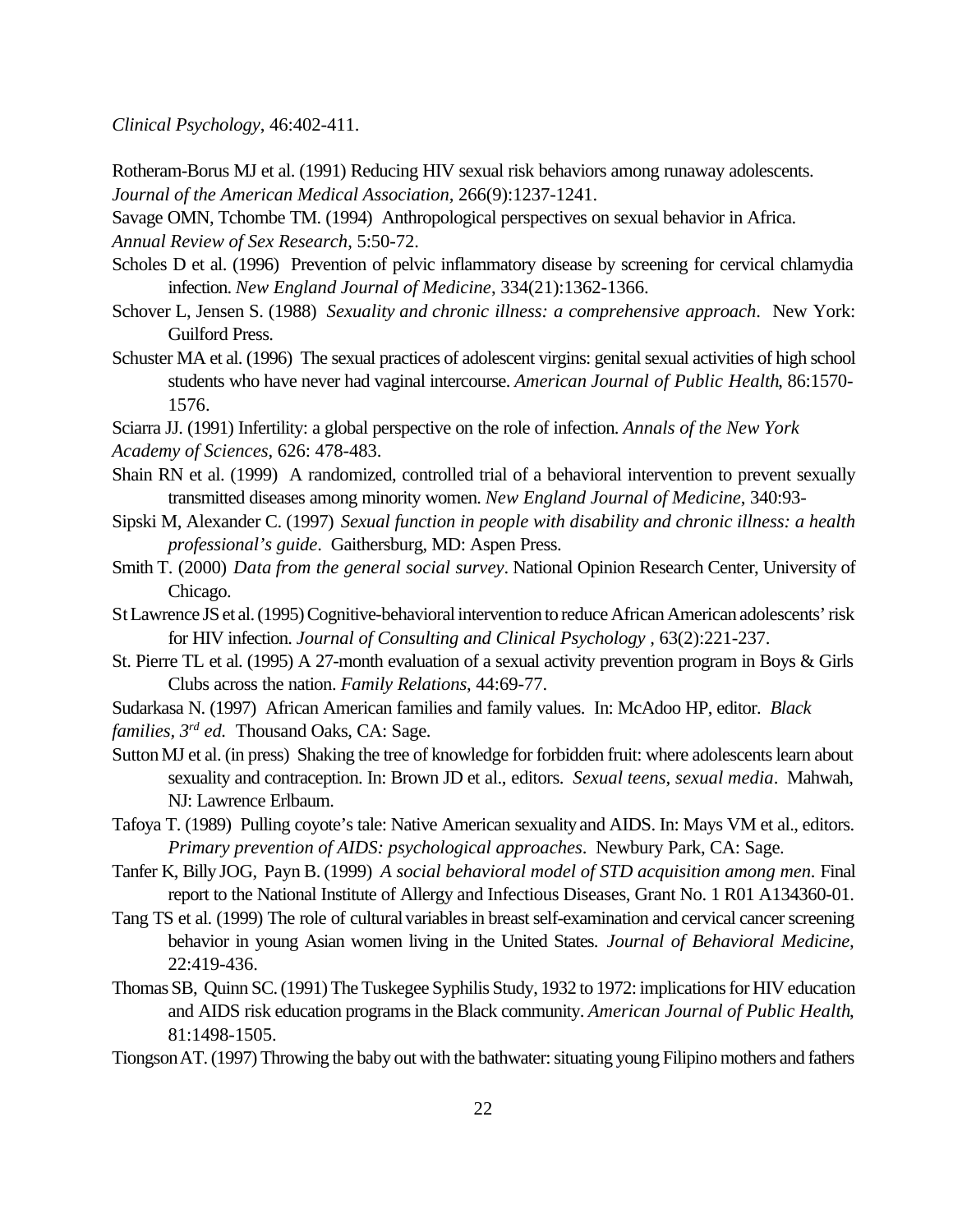*Clinical Psychology*, 46:402-411.

Rotheram-Borus MJ et al. (1991) Reducing HIV sexual risk behaviors among runaway adolescents. *Journal of the American Medical Association*, 266(9):1237-1241.

Savage OMN, Tchombe TM. (1994) Anthropological perspectives on sexual behavior in Africa. *Annual Review of Sex Research*, 5:50-72.

Scholes D et al. (1996) Prevention of pelvic inflammatory disease by screening for cervical chlamydia infection. *New England Journal of Medicine*, 334(21):1362-1366.

Schover L, Jensen S. (1988) *Sexuality and chronic illness: a comprehensive approach*. New York: Guilford Press.

Schuster MA et al. (1996) The sexual practices of adolescent virgins: genital sexual activities of high school students who have never had vaginal intercourse. *American Journal of Public Health*, 86:1570-1576.

Sciarra JJ. (1991) Infertility: a global perspective on the role of infection. *Annals of the New York Academy of Sciences*, 626: 478-483.

Shain RN et al. (1999) A randomized, controlled trial of a behavioral intervention to prevent sexually transmitted diseases among minority women. *New England Journal of Medicine*, 340:93-

Sipski M, Alexander C. (1997) *Sexual function in people with disability and chronic illness: a health professional's guide*. Gaithersburg, MD: Aspen Press.

Smith T. (2000) *Data from the general social survey*. National Opinion Research Center, University of Chicago.

St Lawrence JS et al. (1995) Cognitive-behavioral intervention to reduce African American adolescents' risk for HIV infection. *Journal of Consulting and Clinical Psychology* , 63(2):221-237.

St. Pierre TL et al. (1995) A 27-month evaluation of a sexual activity prevention program in Boys & Girls Clubs across the nation. *Family Relations*, 44:69-77.

Sudarkasa N. (1997) African American families and family values. In: McAdoo HP, editor. *Black families, 3rd ed.* Thousand Oaks, CA: Sage.

Sutton MJ et al. (in press) Shaking the tree of knowledge for forbidden fruit: where adolescents learn about sexuality and contraception. In: Brown JD et al., editors. *Sexual teens, sexual media*. Mahwah, NJ: Lawrence Erlbaum.

Tafoya T. (1989) Pulling coyote's tale: Native American sexuality and AIDS. In: Mays VM et al., editors. *Primary prevention of AIDS: psychological approaches*. Newbury Park, CA: Sage.

Tanfer K, Billy JOG, Payn B. (1999) *A social behavioral model of STD acquisition among men*. Final report to the National Institute of Allergy and Infectious Diseases, Grant No. 1 R01 A134360-01.

Tang TS et al. (1999) The role of cultural variables in breast self-examination and cervical cancer screening behavior in young Asian women living in the United States. *Journal of Behavioral Medicine*, 22:419-436.

Thomas SB, Quinn SC. (1991) The Tuskegee Syphilis Study, 1932 to 1972: implications for HIV education and AIDS risk education programs in the Black community. *American Journal of Public Health*, 81:1498-1505.

Tiongson AT. (1997) Throwing the baby out with the bathwater: situating young Filipino mothers and fathers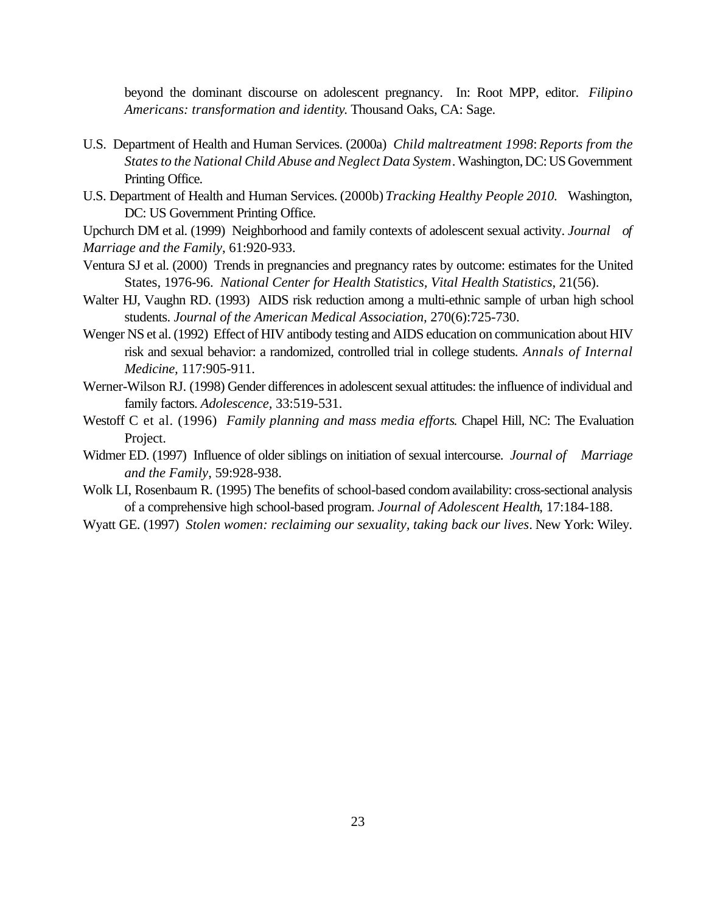beyond the dominant discourse on adolescent pregnancy. In: Root MPP, editor. *Filipino Americans: transformation and identity.* Thousand Oaks, CA: Sage.

U.S. Department of Health and Human Services. (2000a) *Child maltreatment 1998*: *Reports from the States to the National Child Abuse and Neglect Data System*. Washington, DC: US Government Printing Office.

U.S. Department of Health and Human Services. (2000b) *Tracking Healthy People 2010.* Washington, DC: US Government Printing Office.

Upchurch DM et al. (1999) Neighborhood and family contexts of adolescent sexual activity. *Journal of Marriage and the Family*, 61:920-933.

Ventura SJ et al. (2000) Trends in pregnancies and pregnancy rates by outcome: estimates for the United States, 1976-96. *National Center for Health Statistics, Vital Health Statistics*, 21(56).

Walter HJ, Vaughn RD. (1993) AIDS risk reduction among a multi-ethnic sample of urban high school students. *Journal of the American Medical Association*, 270(6):725-730.

Wenger NS et al. (1992) Effect of HIV antibody testing and AIDS education on communication about HIV risk and sexual behavior: a randomized, controlled trial in college students. *Annals of Internal Medicine*, 117:905-911.

Werner-Wilson RJ. (1998) Gender differences in adolescent sexual attitudes: the influence of individual and family factors. *Adolescence*, 33:519-531.

Westoff C et al. (1996) *Family planning and mass media efforts*. Chapel Hill, NC: The Evaluation Project.

Widmer ED. (1997) Influence of older siblings on initiation of sexual intercourse. *Journal of Marriage and the Family*, 59:928-938.

Wolk LI, Rosenbaum R. (1995) The benefits of school-based condom availability: cross-sectional analysis of a comprehensive high school-based program. *Journal of Adolescent Health*, 17:184-188.

Wyatt GE. (1997) *Stolen women: reclaiming our sexuality, taking back our lives*. New York: Wiley.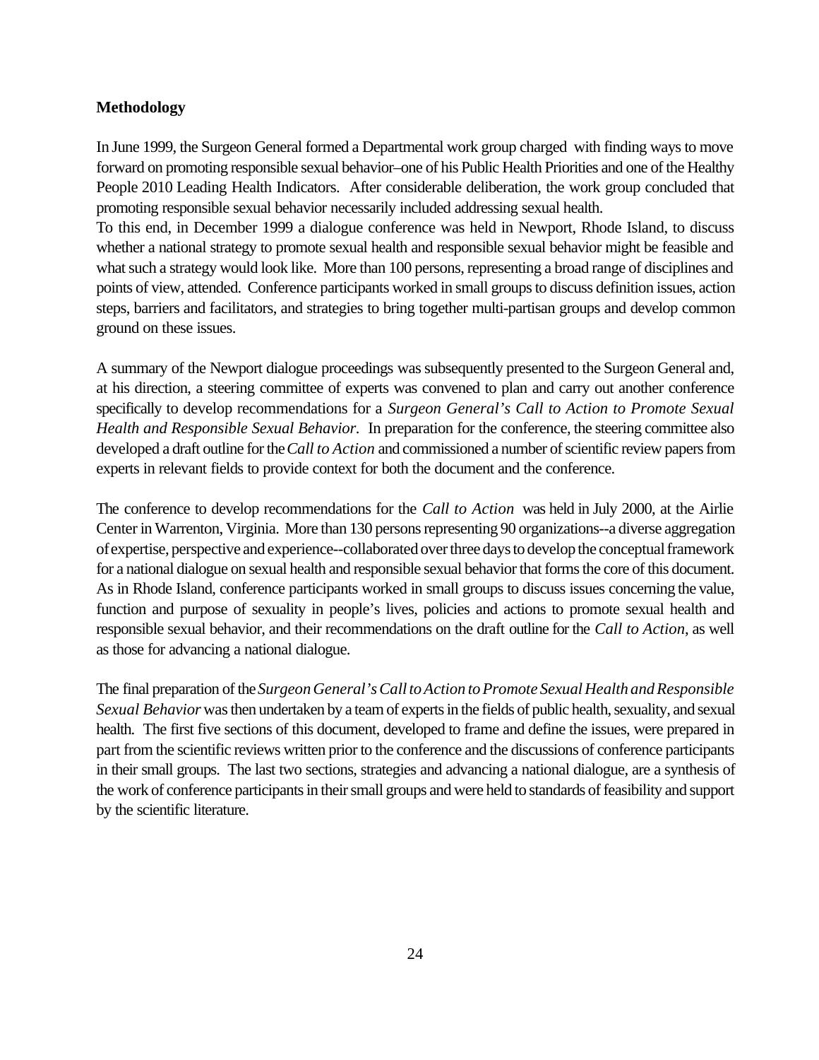**Methodology**

In June 1999, the Surgeon General formed a Departmental work group charged with finding ways to move forward on promoting responsible sexual behavior–one of his Public Health Priorities and one of the Healthy People 2010 Leading Health Indicators. After considerable deliberation, the work group concluded that promoting responsible sexual behavior necessarily included addressing sexual health.
To this end, in December 1999 a dialogue conference was held in Newport, Rhode Island, to discuss whether a national strategy to promote sexual health and responsible sexual behavior might be feasible and what such a strategy would look like. More than 100 persons, representing a broad range of disciplines and points of view, attended. Conference participants worked in small groups to discuss definition issues, action steps, barriers and facilitators, and strategies to bring together multi-partisan groups and develop common ground on these issues.

A summary of the Newport dialogue proceedings was subsequently presented to the Surgeon General and, at his direction, a steering committee of experts was convened to plan and carry out another conference specifically to develop recommendations for a *Surgeon General's Call to Action to Promote Sexual Health and Responsible Sexual Behavior.* In preparation for the conference, the steering committee also developed a draft outline for the *Call to Action* and commissioned a number of scientific review papers from experts in relevant fields to provide context for both the document and the conference.

The conference to develop recommendations for the *Call to Action* was held in July 2000, at the Airlie Center in Warrenton, Virginia. More than 130 persons representing 90 organizations--a diverse aggregation of expertise, perspective and experience--collaborated over three days to develop the conceptual framework for a national dialogue on sexual health and responsible sexual behavior that forms the core of this document. As in Rhode Island, conference participants worked in small groups to discuss issues concerning the value, function and purpose of sexuality in people's lives, policies and actions to promote sexual health and responsible sexual behavior, and their recommendations on the draft outline for the *Call to Action*, as well as those for advancing a national dialogue.

The final preparation of the *Surgeon General's Call to Action to Promote Sexual Health and Responsible Sexual Behavior* was then undertaken by a team of experts in the fields of public health, sexuality, and sexual health. The first five sections of this document, developed to frame and define the issues, were prepared in part from the scientific reviews written prior to the conference and the discussions of conference participants in their small groups. The last two sections, strategies and advancing a national dialogue, are a synthesis of the work of conference participants in their small groups and were held to standards of feasibility and support by the scientific literature.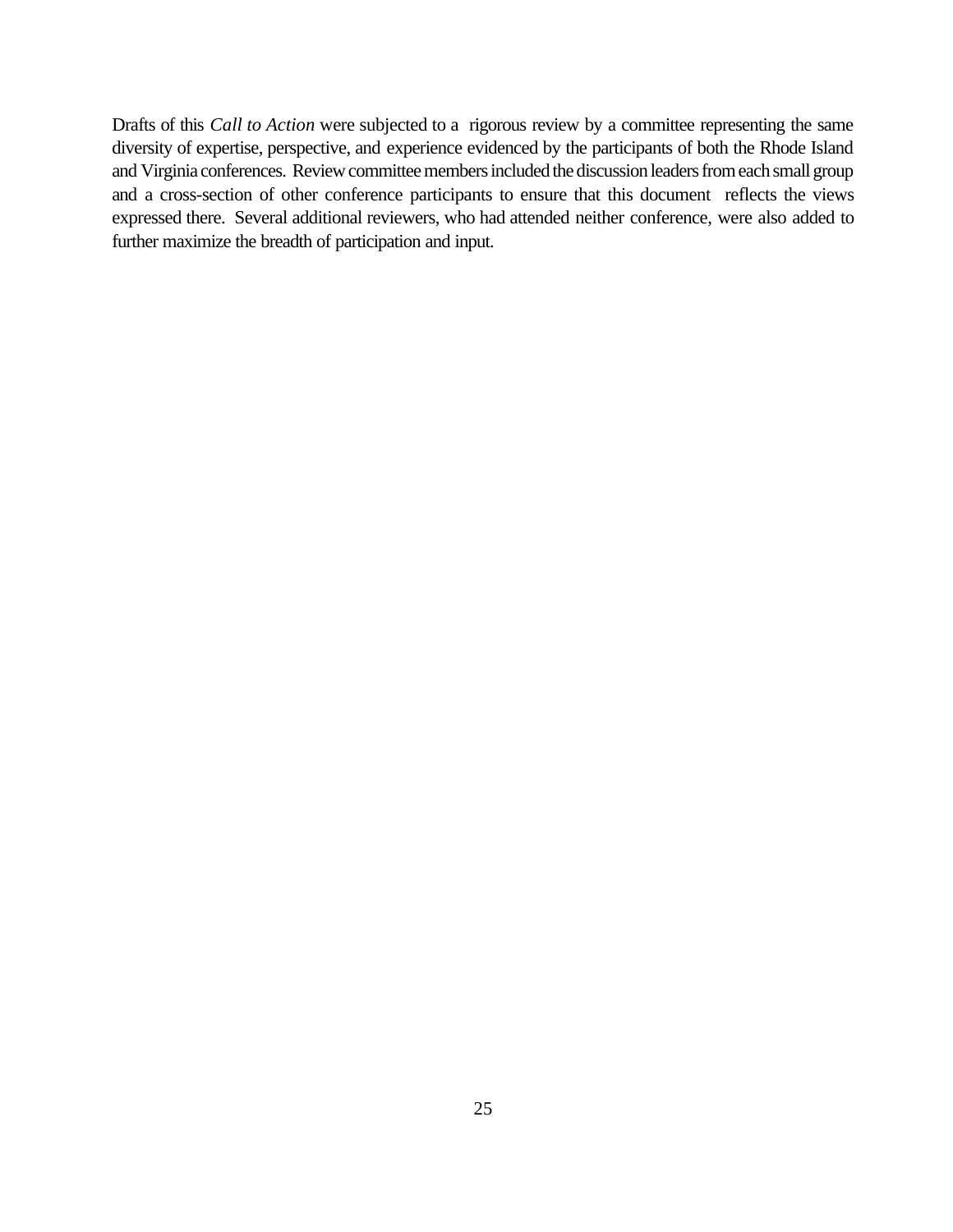Drafts of this *Call to Action* were subjected to a rigorous review by a committee representing the same diversity of expertise, perspective, and experience evidenced by the participants of both the Rhode Island and Virginia conferences. Review committee members included the discussion leaders from each small group and a cross-section of other conference participants to ensure that this document reflects the views expressed there. Several additional reviewers, who had attended neither conference, were also added to further maximize the breadth of participation and input.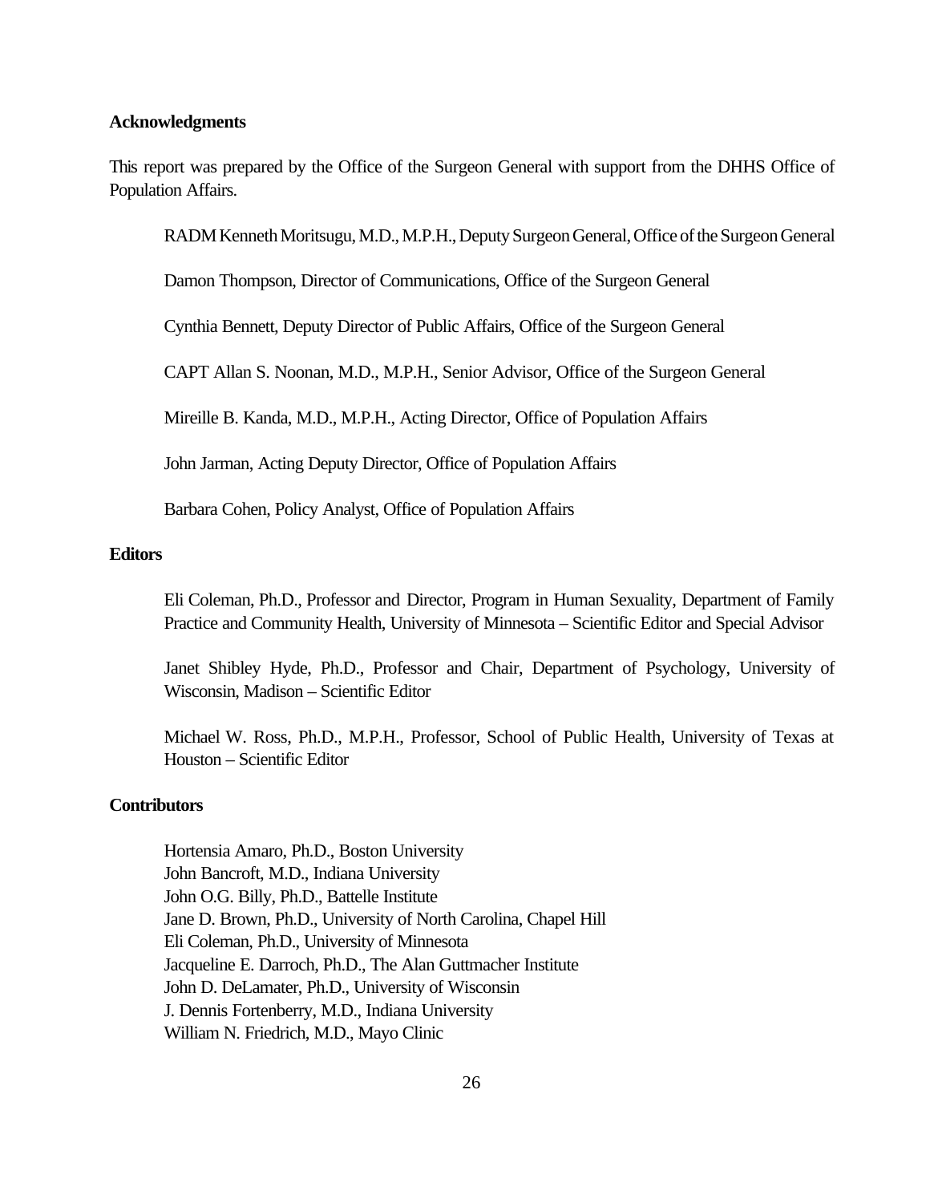## Acknowledgments

This report was prepared by the Office of the Surgeon General with support from the DHHS Office of Population Affairs.

RADM Kenneth Moritsugu, M.D., M.P.H., Deputy Surgeon General, Office of the Surgeon General

Damon Thompson, Director of Communications, Office of the Surgeon General

Cynthia Bennett, Deputy Director of Public Affairs, Office of the Surgeon General

CAPT Allan S. Noonan, M.D., M.P.H., Senior Advisor, Office of the Surgeon General

Mireille B. Kanda, M.D., M.P.H., Acting Director, Office of Population Affairs

John Jarman, Acting Deputy Director, Office of Population Affairs

Barbara Cohen, Policy Analyst, Office of Population Affairs

## Editors

Eli Coleman, Ph.D., Professor and Director, Program in Human Sexuality, Department of Family Practice and Community Health, University of Minnesota – Scientific Editor and Special Advisor

Janet Shibley Hyde, Ph.D., Professor and Chair, Department of Psychology, University of Wisconsin, Madison – Scientific Editor

Michael W. Ross, Ph.D., M.P.H., Professor, School of Public Health, University of Texas at Houston – Scientific Editor

## Contributors

Hortensia Amaro, Ph.D., Boston University
John Bancroft, M.D., Indiana University
John O.G. Billy, Ph.D., Battelle Institute
Jane D. Brown, Ph.D., University of North Carolina, Chapel Hill
Eli Coleman, Ph.D., University of Minnesota
Jacqueline E. Darroch, Ph.D., The Alan Guttmacher Institute
John D. DeLamater, Ph.D., University of Wisconsin
J. Dennis Fortenberry, M.D., Indiana University
William N. Friedrich, M.D., Mayo Clinic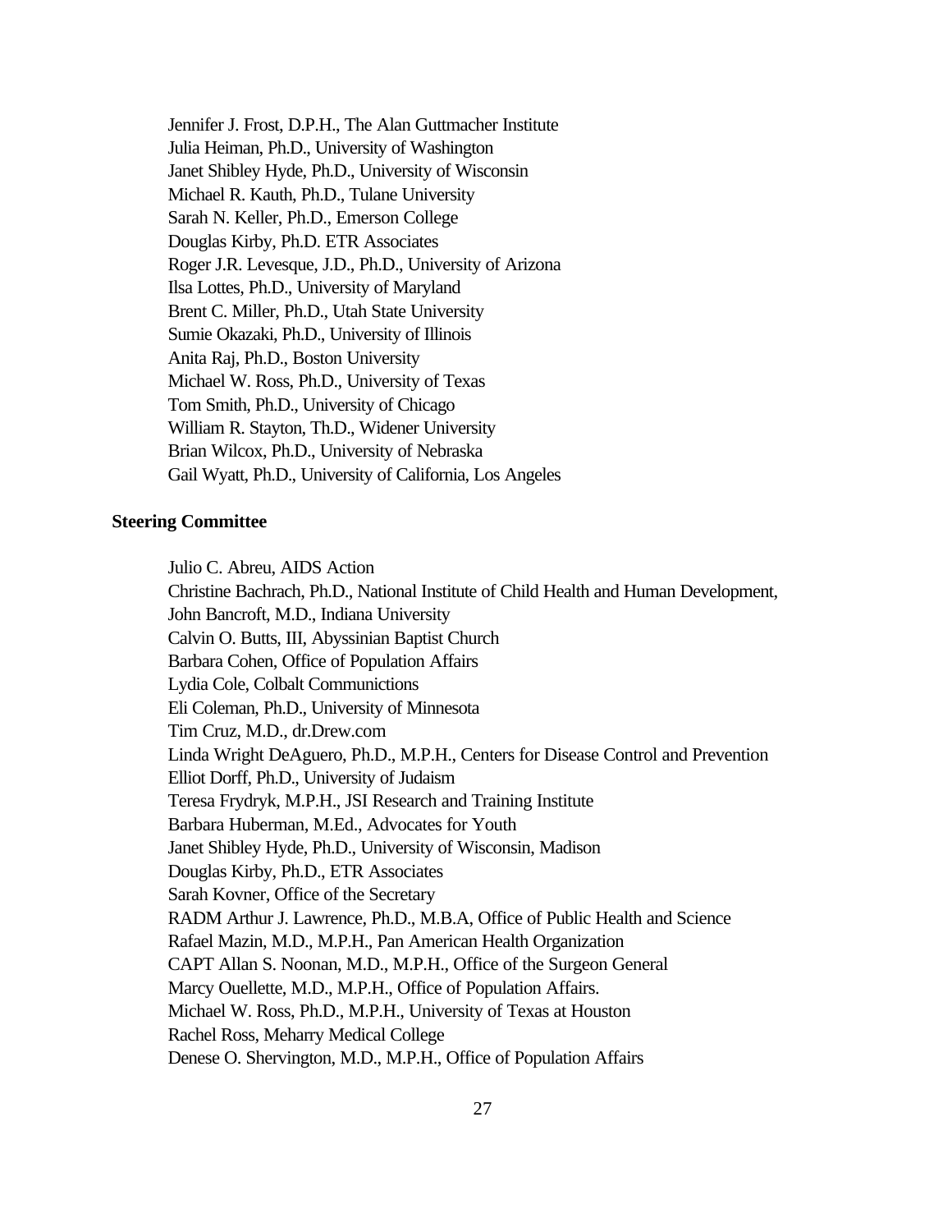Jennifer J. Frost, D.P.H., The Alan Guttmacher Institute
Julia Heiman, Ph.D., University of Washington
Janet Shibley Hyde, Ph.D., University of Wisconsin
Michael R. Kauth, Ph.D., Tulane University
Sarah N. Keller, Ph.D., Emerson College
Douglas Kirby, Ph.D. ETR Associates
Roger J.R. Levesque, J.D., Ph.D., University of Arizona
Ilsa Lottes, Ph.D., University of Maryland
Brent C. Miller, Ph.D., Utah State University
Sumie Okazaki, Ph.D., University of Illinois
Anita Raj, Ph.D., Boston University
Michael W. Ross, Ph.D., University of Texas
Tom Smith, Ph.D., University of Chicago
William R. Stayton, Th.D., Widener University
Brian Wilcox, Ph.D., University of Nebraska
Gail Wyatt, Ph.D., University of California, Los Angeles

**Steering Committee**

Julio C. Abreu, AIDS Action
Christine Bachrach, Ph.D., National Institute of Child Health and Human Development,
John Bancroft, M.D., Indiana University
Calvin O. Butts, III, Abyssinian Baptist Church
Barbara Cohen, Office of Population Affairs
Lydia Cole, Colbalt Communictions
Eli Coleman, Ph.D., University of Minnesota
Tim Cruz, M.D., dr.Drew.com
Linda Wright DeAguero, Ph.D., M.P.H., Centers for Disease Control and Prevention
Elliot Dorff, Ph.D., University of Judaism
Teresa Frydryk, M.P.H., JSI Research and Training Institute
Barbara Huberman, M.Ed., Advocates for Youth
Janet Shibley Hyde, Ph.D., University of Wisconsin, Madison
Douglas Kirby, Ph.D., ETR Associates
Sarah Kovner, Office of the Secretary
RADM Arthur J. Lawrence, Ph.D., M.B.A, Office of Public Health and Science
Rafael Mazin, M.D., M.P.H., Pan American Health Organization
CAPT Allan S. Noonan, M.D., M.P.H., Office of the Surgeon General
Marcy Ouellette, M.D., M.P.H., Office of Population Affairs.
Michael W. Ross, Ph.D., M.P.H., University of Texas at Houston
Rachel Ross, Meharry Medical College
Denese O. Shervington, M.D., M.P.H., Office of Population Affairs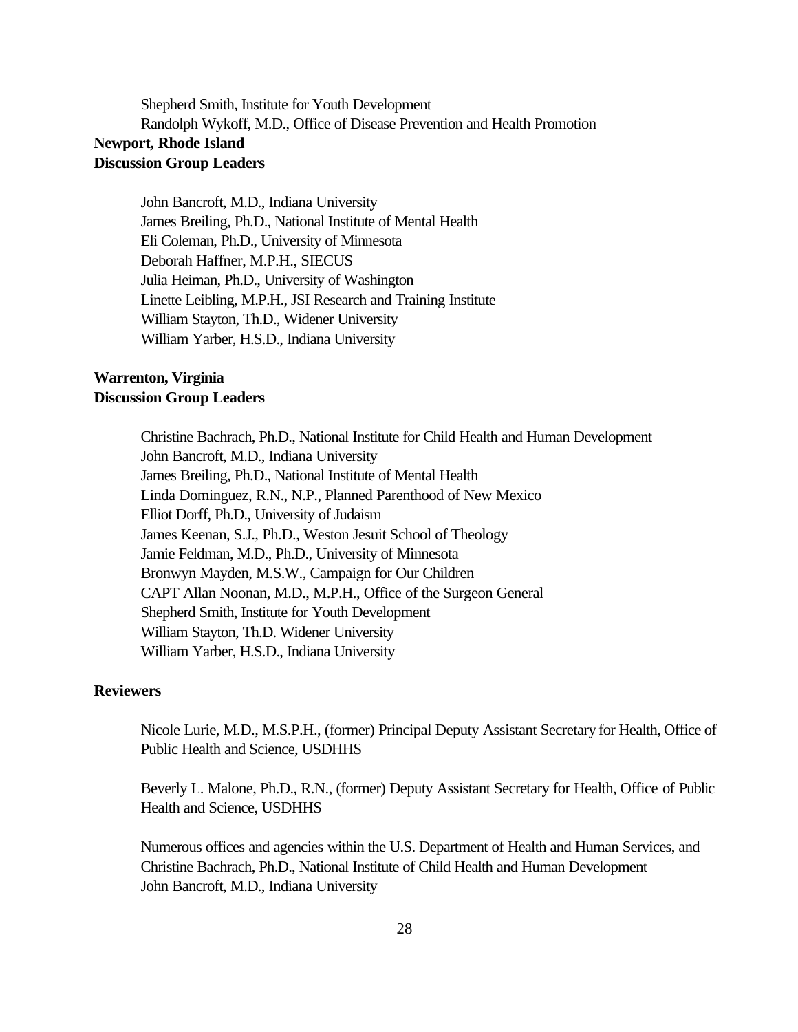Shepherd Smith, Institute for Youth Development
Randolph Wykoff, M.D., Office of Disease Prevention and Health Promotion

**Newport, Rhode Island**
**Discussion Group Leaders**

John Bancroft, M.D., Indiana University
James Breiling, Ph.D., National Institute of Mental Health
Eli Coleman, Ph.D., University of Minnesota
Deborah Haffner, M.P.H., SIECUS
Julia Heiman, Ph.D., University of Washington
Linette Leibling, M.P.H., JSI Research and Training Institute
William Stayton, Th.D., Widener University
William Yarber, H.S.D., Indiana University

**Warrenton, Virginia**
**Discussion Group Leaders**

Christine Bachrach, Ph.D., National Institute for Child Health and Human Development
John Bancroft, M.D., Indiana University
James Breiling, Ph.D., National Institute of Mental Health
Linda Dominguez, R.N., N.P., Planned Parenthood of New Mexico
Elliot Dorff, Ph.D., University of Judaism
James Keenan, S.J., Ph.D., Weston Jesuit School of Theology
Jamie Feldman, M.D., Ph.D., University of Minnesota
Bronwyn Mayden, M.S.W., Campaign for Our Children
CAPT Allan Noonan, M.D., M.P.H., Office of the Surgeon General
Shepherd Smith, Institute for Youth Development
William Stayton, Th.D. Widener University
William Yarber, H.S.D., Indiana University

**Reviewers**

Nicole Lurie, M.D., M.S.P.H., (former) Principal Deputy Assistant Secretary for Health, Office of Public Health and Science, USDHHS

Beverly L. Malone, Ph.D., R.N., (former) Deputy Assistant Secretary for Health, Office of Public Health and Science, USDHHS

Numerous offices and agencies within the U.S. Department of Health and Human Services, and
Christine Bachrach, Ph.D., National Institute of Child Health and Human Development
John Bancroft, M.D., Indiana University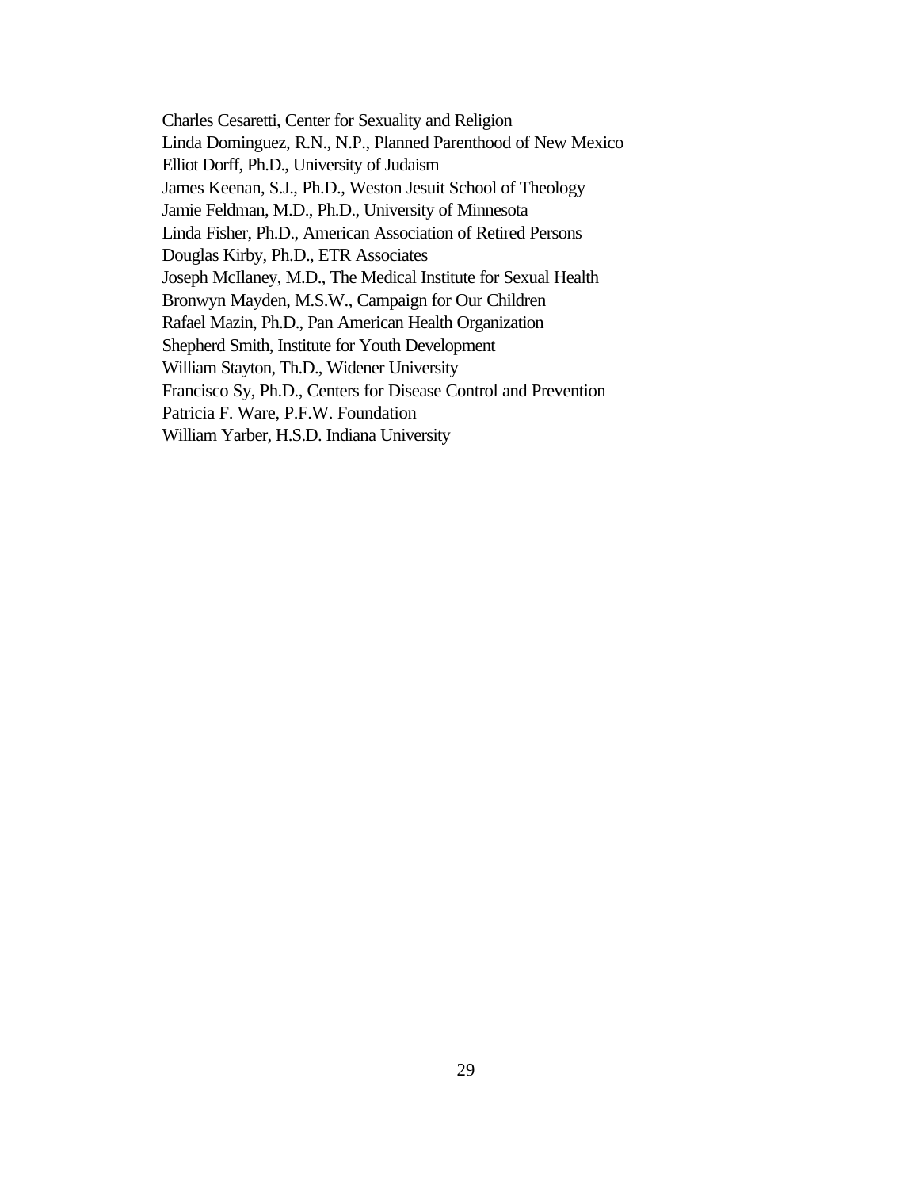Charles Cesaretti, Center for Sexuality and Religion
Linda Dominguez, R.N., N.P., Planned Parenthood of New Mexico
Elliot Dorff, Ph.D., University of Judaism
James Keenan, S.J., Ph.D., Weston Jesuit School of Theology
Jamie Feldman, M.D., Ph.D., University of Minnesota
Linda Fisher, Ph.D., American Association of Retired Persons
Douglas Kirby, Ph.D., ETR Associates
Joseph McIlaney, M.D., The Medical Institute for Sexual Health
Bronwyn Mayden, M.S.W., Campaign for Our Children
Rafael Mazin, Ph.D., Pan American Health Organization
Shepherd Smith, Institute for Youth Development
William Stayton, Th.D., Widener University
Francisco Sy, Ph.D., Centers for Disease Control and Prevention
Patricia F. Ware, P.F.W. Foundation
William Yarber, H.S.D. Indiana University